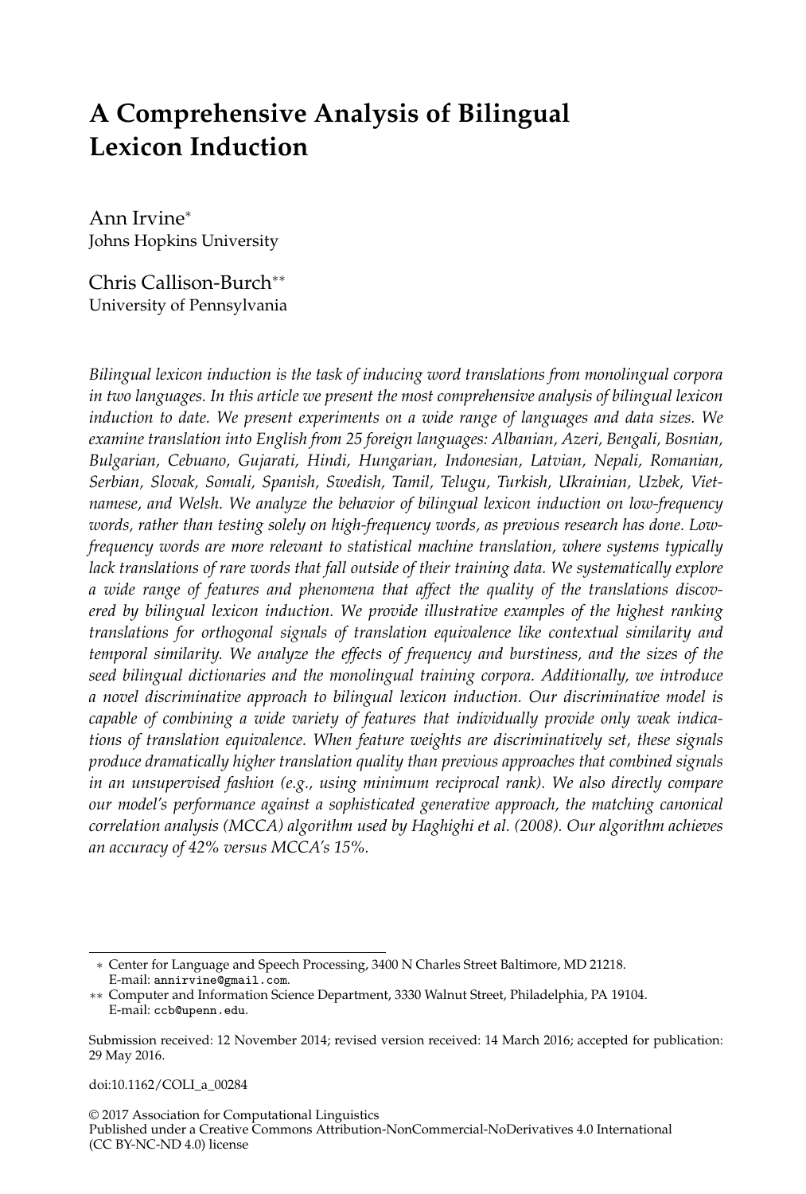# A Comprehensive Analysis of Bilingual Lexicon Induction

Ann Irvine*
Johns Hopkins University

Chris Callison-Burch**
University of Pennsylvania

*Bilingual lexicon induction is the task of inducing word translations from monolingual corpora in two languages. In this article we present the most comprehensive analysis of bilingual lexicon induction to date. We present experiments on a wide range of languages and data sizes. We examine translation into English from 25 foreign languages: Albanian, Azeri, Bengali, Bosnian, Bulgarian, Cebuano, Gujarati, Hindi, Hungarian, Indonesian, Latvian, Nepali, Romanian, Serbian, Slovak, Somali, Spanish, Swedish, Tamil, Telugu, Turkish, Ukrainian, Uzbek, Vietnamese, and Welsh. We analyze the behavior of bilingual lexicon induction on low-frequency words, rather than testing solely on high-frequency words, as previous research has done. Low-frequency words are more relevant to statistical machine translation, where systems typically lack translations of rare words that fall outside of their training data. We systematically explore a wide range of features and phenomena that affect the quality of the translations discovered by bilingual lexicon induction. We provide illustrative examples of the highest ranking translations for orthogonal signals of translation equivalence like contextual similarity and temporal similarity. We analyze the effects of frequency and burstiness, and the sizes of the seed bilingual dictionaries and the monolingual training corpora. Additionally, we introduce a novel discriminative approach to bilingual lexicon induction. Our discriminative model is capable of combining a wide variety of features that individually provide only weak indications of translation equivalence. When feature weights are discriminatively set, these signals produce dramatically higher translation quality than previous approaches that combined signals in an unsupervised fashion (e.g., using minimum reciprocal rank). We also directly compare our model's performance against a sophisticated generative approach, the matching canonical correlation analysis (MCCA) algorithm used by Haghighi et al. (2008). Our algorithm achieves an accuracy of 42% versus MCCA's 15%.*

---

\* Center for Language and Speech Processing, 3400 N Charles Street Baltimore, MD 21218. E-mail: annirvine@gmail.com.

\*\* Computer and Information Science Department, 3330 Walnut Street, Philadelphia, PA 19104. E-mail: ccb@upenn.edu.

Submission received: 12 November 2014; revised version received: 14 March 2016; accepted for publication: 29 May 2016.

doi:10.1162/COLI_a_00284

© 2017 Association for Computational Linguistics
Published under a Creative Commons Attribution-NonCommercial-NoDerivatives 4.0 International (CC BY-NC-ND 4.0) license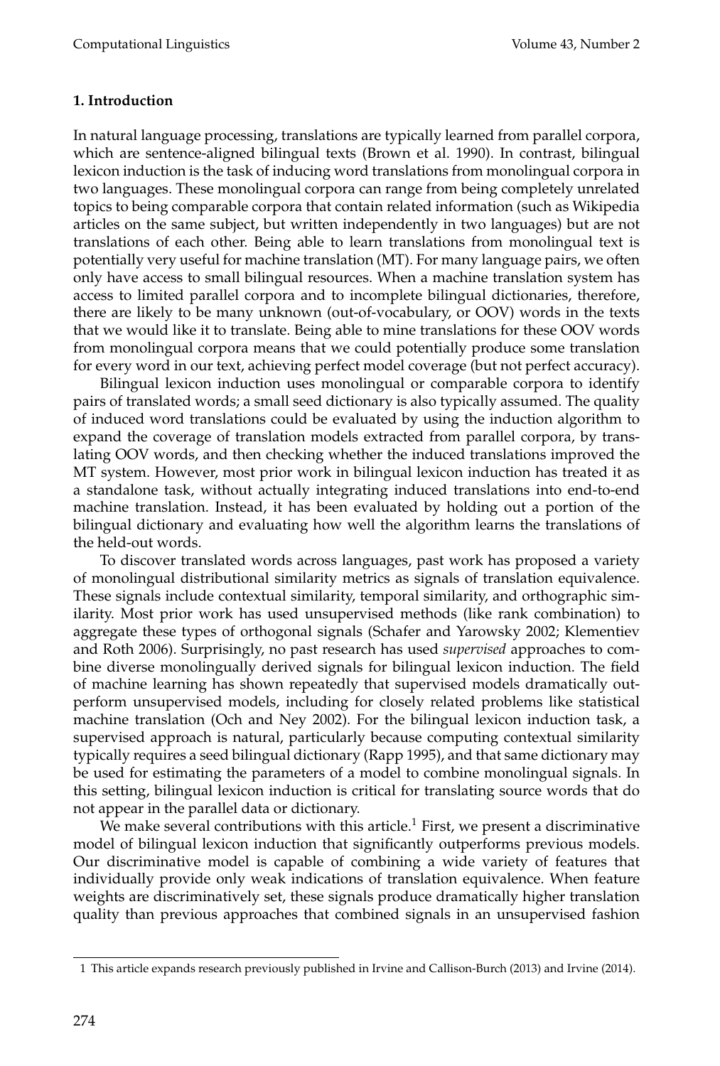## 1. Introduction

In natural language processing, translations are typically learned from parallel corpora, which are sentence-aligned bilingual texts (Brown et al. 1990). In contrast, bilingual lexicon induction is the task of inducing word translations from monolingual corpora in two languages. These monolingual corpora can range from being completely unrelated topics to being comparable corpora that contain related information (such as Wikipedia articles on the same subject, but written independently in two languages) but are not translations of each other. Being able to learn translations from monolingual text is potentially very useful for machine translation (MT). For many language pairs, we often only have access to small bilingual resources. When a machine translation system has access to limited parallel corpora and to incomplete bilingual dictionaries, therefore, there are likely to be many unknown (out-of-vocabulary, or OOV) words in the texts that we would like it to translate. Being able to mine translations for these OOV words from monolingual corpora means that we could potentially produce some translation for every word in our text, achieving perfect model coverage (but not perfect accuracy).

Bilingual lexicon induction uses monolingual or comparable corpora to identify pairs of translated words; a small seed dictionary is also typically assumed. The quality of induced word translations could be evaluated by using the induction algorithm to expand the coverage of translation models extracted from parallel corpora, by translating OOV words, and then checking whether the induced translations improved the MT system. However, most prior work in bilingual lexicon induction has treated it as a standalone task, without actually integrating induced translations into end-to-end machine translation. Instead, it has been evaluated by holding out a portion of the bilingual dictionary and evaluating how well the algorithm learns the translations of the held-out words.

To discover translated words across languages, past work has proposed a variety of monolingual distributional similarity metrics as signals of translation equivalence. These signals include contextual similarity, temporal similarity, and orthographic similarity. Most prior work has used unsupervised methods (like rank combination) to aggregate these types of orthogonal signals (Schafer and Yarowsky 2002; Klementiev and Roth 2006). Surprisingly, no past research has used *supervised* approaches to combine diverse monolingually derived signals for bilingual lexicon induction. The field of machine learning has shown repeatedly that supervised models dramatically outperform unsupervised models, including for closely related problems like statistical machine translation (Och and Ney 2002). For the bilingual lexicon induction task, a supervised approach is natural, particularly because computing contextual similarity typically requires a seed bilingual dictionary (Rapp 1995), and that same dictionary may be used for estimating the parameters of a model to combine monolingual signals. In this setting, bilingual lexicon induction is critical for translating source words that do not appear in the parallel data or dictionary.

We make several contributions with this article.[1] First, we present a discriminative model of bilingual lexicon induction that significantly outperforms previous models. Our discriminative model is capable of combining a wide variety of features that individually provide only weak indications of translation equivalence. When feature weights are discriminatively set, these signals produce dramatically higher translation quality than previous approaches that combined signals in an unsupervised fashion

[1] This article expands research previously published in Irvine and Callison-Burch (2013) and Irvine (2014).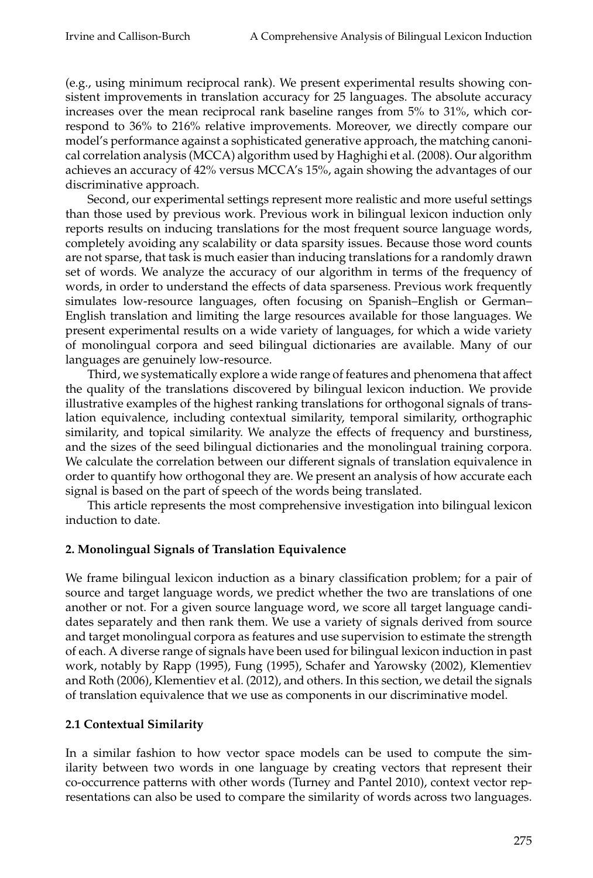(e.g., using minimum reciprocal rank). We present experimental results showing consistent improvements in translation accuracy for 25 languages. The absolute accuracy increases over the mean reciprocal rank baseline ranges from 5% to 31%, which correspond to 36% to 216% relative improvements. Moreover, we directly compare our model's performance against a sophisticated generative approach, the matching canonical correlation analysis (MCCA) algorithm used by Haghighi et al. (2008). Our algorithm achieves an accuracy of 42% versus MCCA's 15%, again showing the advantages of our discriminative approach.

Second, our experimental settings represent more realistic and more useful settings than those used by previous work. Previous work in bilingual lexicon induction only reports results on inducing translations for the most frequent source language words, completely avoiding any scalability or data sparsity issues. Because those word counts are not sparse, that task is much easier than inducing translations for a randomly drawn set of words. We analyze the accuracy of our algorithm in terms of the frequency of words, in order to understand the effects of data sparseness. Previous work frequently simulates low-resource languages, often focusing on Spanish–English or German–English translation and limiting the large resources available for those languages. We present experimental results on a wide variety of languages, for which a wide variety of monolingual corpora and seed bilingual dictionaries are available. Many of our languages are genuinely low-resource.

Third, we systematically explore a wide range of features and phenomena that affect the quality of the translations discovered by bilingual lexicon induction. We provide illustrative examples of the highest ranking translations for orthogonal signals of translation equivalence, including contextual similarity, temporal similarity, orthographic similarity, and topical similarity. We analyze the effects of frequency and burstiness, and the sizes of the seed bilingual dictionaries and the monolingual training corpora. We calculate the correlation between our different signals of translation equivalence in order to quantify how orthogonal they are. We present an analysis of how accurate each signal is based on the part of speech of the words being translated.

This article represents the most comprehensive investigation into bilingual lexicon induction to date.

## 2. Monolingual Signals of Translation Equivalence

We frame bilingual lexicon induction as a binary classification problem; for a pair of source and target language words, we predict whether the two are translations of one another or not. For a given source language word, we score all target language candidates separately and then rank them. We use a variety of signals derived from source and target monolingual corpora as features and use supervision to estimate the strength of each. A diverse range of signals have been used for bilingual lexicon induction in past work, notably by Rapp (1995), Fung (1995), Schafer and Yarowsky (2002), Klementiev and Roth (2006), Klementiev et al. (2012), and others. In this section, we detail the signals of translation equivalence that we use as components in our discriminative model.

### 2.1 Contextual Similarity

In a similar fashion to how vector space models can be used to compute the similarity between two words in one language by creating vectors that represent their co-occurrence patterns with other words (Turney and Pantel 2010), context vector representations can also be used to compare the similarity of words across two languages.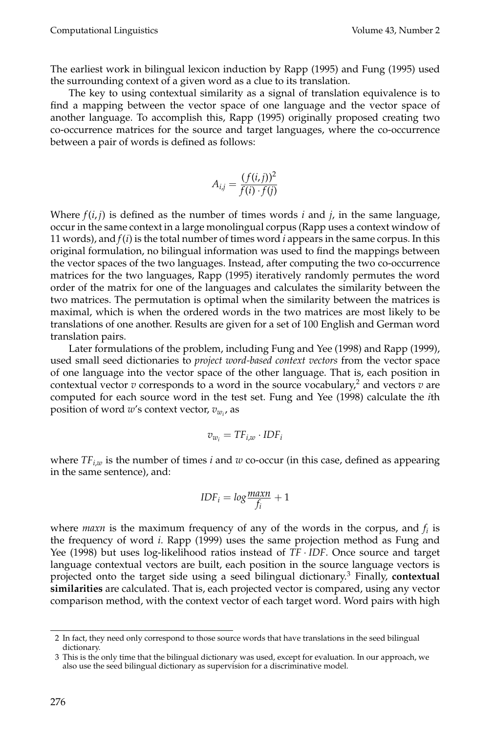The earliest work in bilingual lexicon induction by Rapp (1995) and Fung (1995) used the surrounding context of a given word as a clue to its translation.

The key to using contextual similarity as a signal of translation equivalence is to find a mapping between the vector space of one language and the vector space of another language. To accomplish this, Rapp (1995) originally proposed creating two co-occurrence matrices for the source and target languages, where the co-occurrence between a pair of words is defined as follows:

$$A_{i,j} = \frac{(f(i,j))^2}{f(i) \cdot f(j)}$$

Where $f(i,j)$ is defined as the number of times words $i$ and $j$, in the same language, occur in the same context in a large monolingual corpus (Rapp uses a context window of 11 words), and $f(i)$ is the total number of times word $i$ appears in the same corpus. In this original formulation, no bilingual information was used to find the mappings between the vector spaces of the two languages. Instead, after computing the two co-occurrence matrices for the two languages, Rapp (1995) iteratively randomly permutes the word order of the matrix for one of the languages and calculates the similarity between the two matrices. The permutation is optimal when the similarity between the matrices is maximal, which is when the ordered words in the two matrices are most likely to be translations of one another. Results are given for a set of 100 English and German word translation pairs.

Later formulations of the problem, including Fung and Yee (1998) and Rapp (1999), used small seed dictionaries to *project word-based context vectors* from the vector space of one language into the vector space of the other language. That is, each position in contextual vector $v$ corresponds to a word in the source vocabulary,[2] and vectors $v$ are computed for each source word in the test set. Fung and Yee (1998) calculate the $i$th position of word $w$'s context vector, $v_{w_i}$, as

$$v_{w_i} = TF_{i,w} \cdot IDF_i$$

where $TF_{i,w}$ is the number of times $i$ and $w$ co-occur (in this case, defined as appearing in the same sentence), and:

$$IDF_i = log \frac{maxn}{f_i} + 1$$

where $maxn$ is the maximum frequency of any of the words in the corpus, and $f_i$ is the frequency of word $i$. Rapp (1999) uses the same projection method as Fung and Yee (1998) but uses log-likelihood ratios instead of $TF \cdot IDF$. Once source and target language contextual vectors are built, each position in the source language vectors is projected onto the target side using a seed bilingual dictionary.[3] Finally, **contextual similarities** are calculated. That is, each projected vector is compared, using any vector comparison method, with the context vector of each target word. Word pairs with high

2 In fact, they need only correspond to those source words that have translations in the seed bilingual dictionary.

3 This is the only time that the bilingual dictionary was used, except for evaluation. In our approach, we also use the seed bilingual dictionary as supervision for a discriminative model.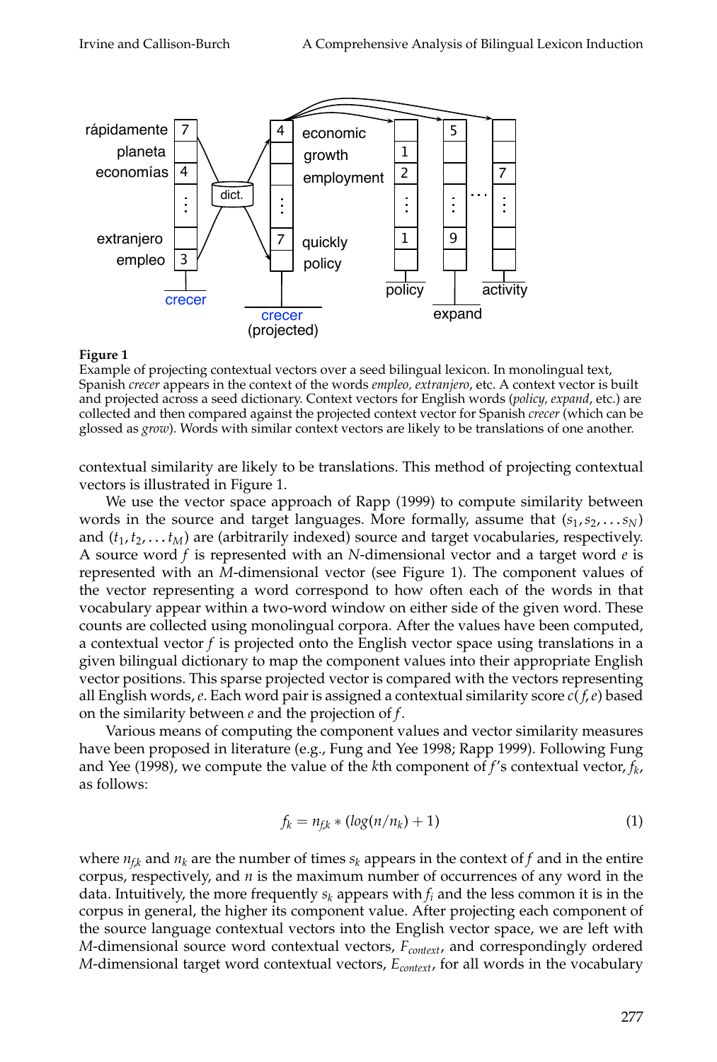**Figure 1**
Example of projecting contextual vectors over a seed bilingual lexicon. In monolingual text, Spanish *crecer* appears in the context of the words *empleo, extranjero*, etc. A context vector is built and projected across a seed dictionary. Context vectors for English words (*policy, expand*, etc.) are collected and then compared against the projected context vector for Spanish *crecer* (which can be glossed as *grow*). Words with similar context vectors are likely to be translations of one another.

contextual similarity are likely to be translations. This method of projecting contextual vectors is illustrated in Figure 1.

We use the vector space approach of Rapp (1999) to compute similarity between words in the source and target languages. More formally, assume that $(s_1, s_2, \ldots s_N)$ and $(t_1, t_2, \ldots t_M)$ are (arbitrarily indexed) source and target vocabularies, respectively. A source word $f$ is represented with an $N$-dimensional vector and a target word $e$ is represented with an $M$-dimensional vector (see Figure 1). The component values of the vector representing a word correspond to how often each of the words in that vocabulary appear within a two-word window on either side of the given word. These counts are collected using monolingual corpora. After the values have been computed, a contextual vector $f$ is projected onto the English vector space using translations in a given bilingual dictionary to map the component values into their appropriate English vector positions. This sparse projected vector is compared with the vectors representing all English words, $e$. Each word pair is assigned a contextual similarity score $c(f, e)$ based on the similarity between $e$ and the projection of $f$.

Various means of computing the component values and vector similarity measures have been proposed in literature (e.g., Fung and Yee 1998; Rapp 1999). Following Fung and Yee (1998), we compute the value of the $k$th component of $f$'s contextual vector, $f_k$, as follows:

$$f_k = n_{f,k} * (log(n/n_k) + 1) \tag{1}$$

where $n_{f,k}$ and $n_k$ are the number of times $s_k$ appears in the context of $f$ and in the entire corpus, respectively, and $n$ is the maximum number of occurrences of any word in the data. Intuitively, the more frequently $s_k$ appears with $f_i$ and the less common it is in the corpus in general, the higher its component value. After projecting each component of the source language contextual vectors into the English vector space, we are left with $M$-dimensional source word contextual vectors, $F_{context}$, and correspondingly ordered $M$-dimensional target word contextual vectors, $E_{context}$, for all words in the vocabulary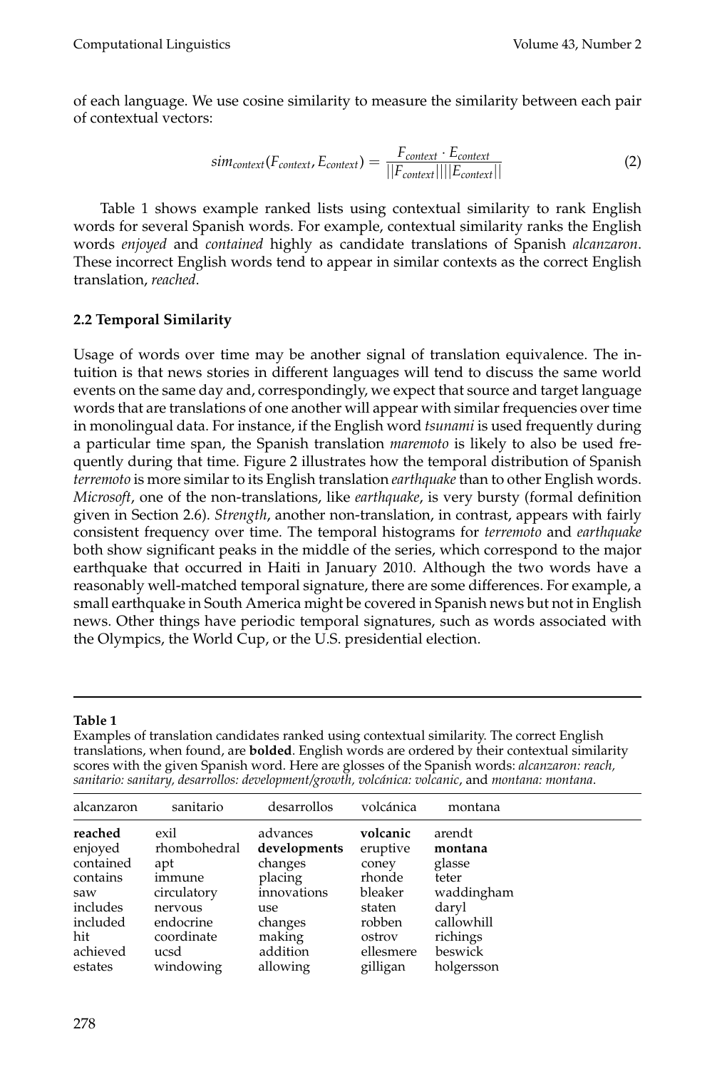of each language. We use cosine similarity to measure the similarity between each pair of contextual vectors:

$$sim_{context}(F_{context}, E_{context}) = \frac{F_{context} \cdot E_{context}}{||F_{context}||||E_{context}||} \tag{2}$$

Table 1 shows example ranked lists using contextual similarity to rank English words for several Spanish words. For example, contextual similarity ranks the English words *enjoyed* and *contained* highly as candidate translations of Spanish *alcanzaron*. These incorrect English words tend to appear in similar contexts as the correct English translation, *reached*.

### 2.2 Temporal Similarity

Usage of words over time may be another signal of translation equivalence. The intuition is that news stories in different languages will tend to discuss the same world events on the same day and, correspondingly, we expect that source and target language words that are translations of one another will appear with similar frequencies over time in monolingual data. For instance, if the English word *tsunami* is used frequently during a particular time span, the Spanish translation *maremoto* is likely to also be used frequently during that time. Figure 2 illustrates how the temporal distribution of Spanish *terremoto* is more similar to its English translation *earthquake* than to other English words. *Microsoft*, one of the non-translations, like *earthquake*, is very bursty (formal definition given in Section 2.6). *Strength*, another non-translation, in contrast, appears with fairly consistent frequency over time. The temporal histograms for *terremoto* and *earthquake* both show significant peaks in the middle of the series, which correspond to the major earthquake that occurred in Haiti in January 2010. Although the two words have a reasonably well-matched temporal signature, there are some differences. For example, a small earthquake in South America might be covered in Spanish news but not in English news. Other things have periodic temporal signatures, such as words associated with the Olympics, the World Cup, or the U.S. presidential election.

**Table 1**
Examples of translation candidates ranked using contextual similarity. The correct English translations, when found, are **bolded**. English words are ordered by their contextual similarity scores with the given Spanish word. Here are glosses of the Spanish words: *alcanzaron: reach, sanitario: sanitary, desarrollos: development/growth, volcánica: volcanic*, and *montana: montana*.

| alcanzaron | sanitario | desarrollos | volcánica | montana |
|---|---|---|---|---|
| **reached** | exil | advances | **volcanic** | arendt |
| enjoyed | rhombohedral | **developments** | eruptive | **montana** |
| contained | apt | changes | coney | glasse |
| contains | immune | placing | rhonde | teter |
| saw | circulatory | innovations | bleaker | waddingham |
| includes | nervous | use | staten | daryl |
| included | endocrine | changes | robben | callowhill |
| hit | coordinate | making | ostrov | richings |
| achieved | ucsd | addition | ellesmere | beswick |
| estates | windowing | allowing | gilligan | holgersson |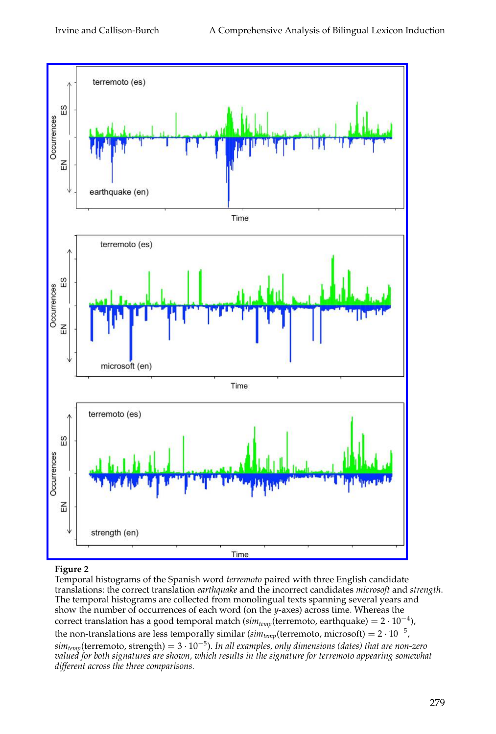**Figure 2**
Temporal histograms of the Spanish word *terremoto* paired with three English candidate translations: the correct translation *earthquake* and the incorrect candidates *microsoft* and *strength*. The temporal histograms are collected from monolingual texts spanning several years and show the number of occurrences of each word (on the *y*-axes) across time. Whereas the correct translation has a good temporal match ($sim_{temp}$(terremoto, earthquake) $= 2 \cdot 10^{-4}$), the non-translations are less temporally similar ($sim_{temp}$(terremoto, microsoft) $= 2 \cdot 10^{-5}$, $sim_{temp}$(terremoto, strength) $= 3 \cdot 10^{-5}$). *In all examples, only dimensions (dates) that are non-zero valued for both signatures are shown, which results in the signature for terremoto appearing somewhat different across the three comparisons.*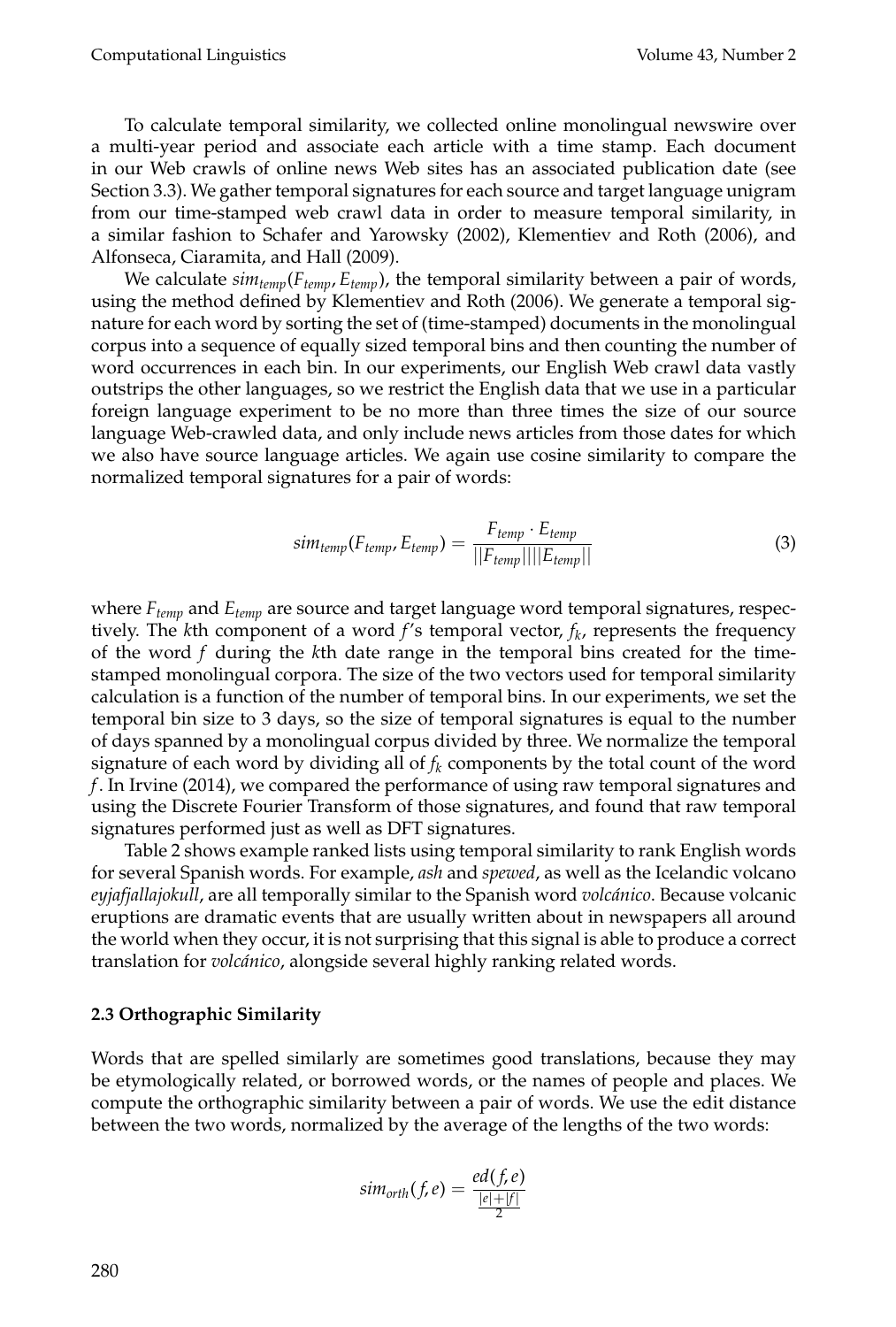To calculate temporal similarity, we collected online monolingual newswire over a multi-year period and associate each article with a time stamp. Each document in our Web crawls of online news Web sites has an associated publication date (see Section 3.3). We gather temporal signatures for each source and target language unigram from our time-stamped web crawl data in order to measure temporal similarity, in a similar fashion to Schafer and Yarowsky (2002), Klementiev and Roth (2006), and Alfonseca, Ciaramita, and Hall (2009).

We calculate $sim_{temp}(F_{temp}, E_{temp})$, the temporal similarity between a pair of words, using the method defined by Klementiev and Roth (2006). We generate a temporal signature for each word by sorting the set of (time-stamped) documents in the monolingual corpus into a sequence of equally sized temporal bins and then counting the number of word occurrences in each bin. In our experiments, our English Web crawl data vastly outstrips the other languages, so we restrict the English data that we use in a particular foreign language experiment to be no more than three times the size of our source language Web-crawled data, and only include news articles from those dates for which we also have source language articles. We again use cosine similarity to compare the normalized temporal signatures for a pair of words:

$$sim_{temp}(F_{temp}, E_{temp}) = \frac{F_{temp} \cdot E_{temp}}{||F_{temp}||||E_{temp}||} \tag{3}$$

where $F_{temp}$ and $E_{temp}$ are source and target language word temporal signatures, respectively. The $k$th component of a word $f$'s temporal vector, $f_k$, represents the frequency of the word $f$ during the $k$th date range in the temporal bins created for the time-stamped monolingual corpora. The size of the two vectors used for temporal similarity calculation is a function of the number of temporal bins. In our experiments, we set the temporal bin size to 3 days, so the size of temporal signatures is equal to the number of days spanned by a monolingual corpus divided by three. We normalize the temporal signature of each word by dividing all of $f_k$ components by the total count of the word $f$. In Irvine (2014), we compared the performance of using raw temporal signatures and using the Discrete Fourier Transform of those signatures, and found that raw temporal signatures performed just as well as DFT signatures.

Table 2 shows example ranked lists using temporal similarity to rank English words for several Spanish words. For example, *ash* and *spewed*, as well as the Icelandic volcano *eyjafjallajokull*, are all temporally similar to the Spanish word *volcánico*. Because volcanic eruptions are dramatic events that are usually written about in newspapers all around the world when they occur, it is not surprising that this signal is able to produce a correct translation for *volcánico*, alongside several highly ranking related words.

### 2.3 Orthographic Similarity

Words that are spelled similarly are sometimes good translations, because they may be etymologically related, or borrowed words, or the names of people and places. We compute the orthographic similarity between a pair of words. We use the edit distance between the two words, normalized by the average of the lengths of the two words:

$$sim_{orth}(f, e) = \frac{ed(f, e)}{\frac{|e|+|f|}{2}}$$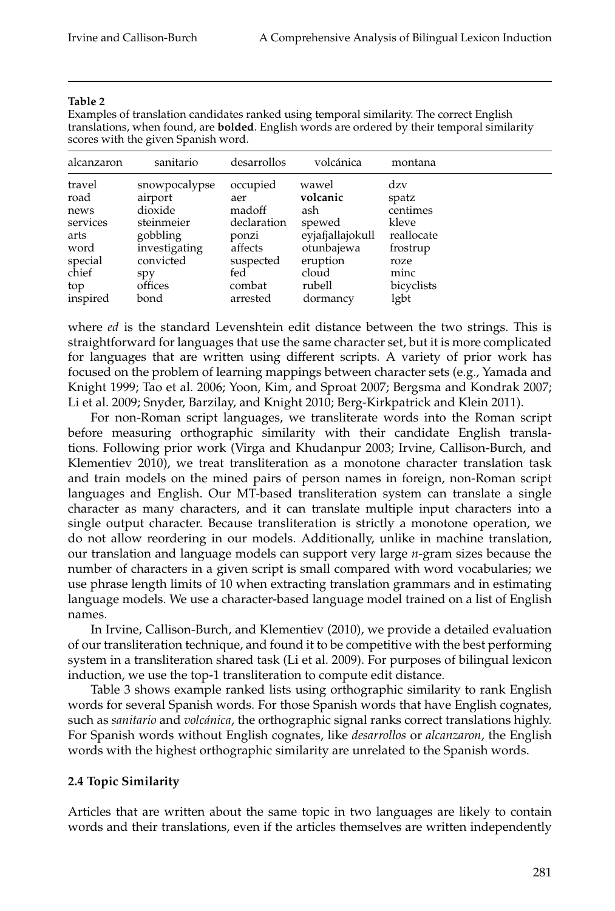**Table 2**

Examples of translation candidates ranked using temporal similarity. The correct English translations, when found, are **bolded**. English words are ordered by their temporal similarity scores with the given Spanish word.

| alcanzaron | sanitario | desarrollos | volcánica | montana |
|---|---|---|---|---|
| travel | snowpocalypse | occupied | wawel | dzv |
| road | airport | aer | **volcanic** | spatz |
| news | dioxide | madoff | ash | centimes |
| services | steinmeier | declaration | spewed | kleve |
| arts | gobbling | ponzi | eyjafjallajokull | reallocate |
| word | investigating | affects | otunbajewa | frostrup |
| special | convicted | suspected | eruption | roze |
| chief | spy | fed | cloud | minc |
| top | offices | combat | rubell | bicyclists |
| inspired | bond | arrested | dormancy | lgbt |

where *ed* is the standard Levenshtein edit distance between the two strings. This is straightforward for languages that use the same character set, but it is more complicated for languages that are written using different scripts. A variety of prior work has focused on the problem of learning mappings between character sets (e.g., Yamada and Knight 1999; Tao et al. 2006; Yoon, Kim, and Sproat 2007; Bergsma and Kondrak 2007; Li et al. 2009; Snyder, Barzilay, and Knight 2010; Berg-Kirkpatrick and Klein 2011).

For non-Roman script languages, we transliterate words into the Roman script before measuring orthographic similarity with their candidate English translations. Following prior work (Virga and Khudanpur 2003; Irvine, Callison-Burch, and Klementiev 2010), we treat transliteration as a monotone character translation task and train models on the mined pairs of person names in foreign, non-Roman script languages and English. Our MT-based transliteration system can translate a single character as many characters, and it can translate multiple input characters into a single output character. Because transliteration is strictly a monotone operation, we do not allow reordering in our models. Additionally, unlike in machine translation, our translation and language models can support very large *n*-gram sizes because the number of characters in a given script is small compared with word vocabularies; we use phrase length limits of 10 when extracting translation grammars and in estimating language models. We use a character-based language model trained on a list of English names.

In Irvine, Callison-Burch, and Klementiev (2010), we provide a detailed evaluation of our transliteration technique, and found it to be competitive with the best performing system in a transliteration shared task (Li et al. 2009). For purposes of bilingual lexicon induction, we use the top-1 transliteration to compute edit distance.

Table 3 shows example ranked lists using orthographic similarity to rank English words for several Spanish words. For those Spanish words that have English cognates, such as *sanitario* and *volcánica*, the orthographic signal ranks correct translations highly. For Spanish words without English cognates, like *desarrollos* or *alcanzaron*, the English words with the highest orthographic similarity are unrelated to the Spanish words.

### 2.4 Topic Similarity

Articles that are written about the same topic in two languages are likely to contain words and their translations, even if the articles themselves are written independently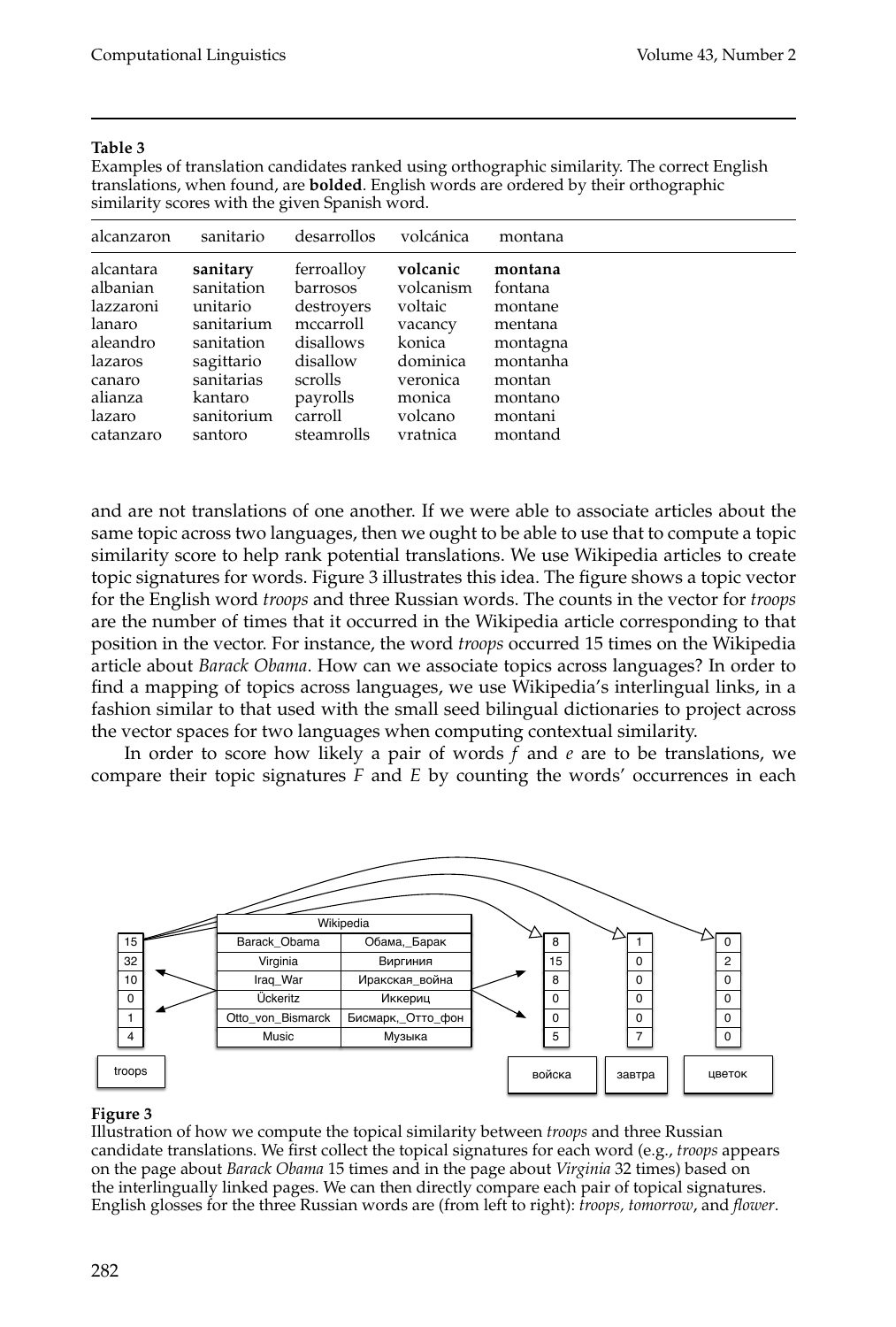**Table 3**

Examples of translation candidates ranked using orthographic similarity. The correct English translations, when found, are **bolded**. English words are ordered by their orthographic similarity scores with the given Spanish word.

| alcanzaron | sanitario | desarrollos | volcánica | montana |
|---|---|---|---|---|
| alcantara | **sanitary** | ferroalloy | **volcanic** | **montana** |
| albanian | sanitation | barrosos | volcanism | fontana |
| lazzaroni | unitario | destroyers | voltaic | montane |
| lanaro | sanitarium | mccarroll | vacancy | mentana |
| aleandro | sanitation | disallows | konica | montagna |
| lazaros | sagittario | disallow | dominica | montanha |
| canaro | sanitarias | scrolls | veronica | montan |
| alianza | kantaro | payrolls | monica | montano |
| lazaro | sanitorium | carroll | volcano | montani |
| catanzaro | santoro | steamrolls | vratnica | montand |

and are not translations of one another. If we were able to associate articles about the same topic across two languages, then we ought to be able to use that to compute a topic similarity score to help rank potential translations. We use Wikipedia articles to create topic signatures for words. Figure 3 illustrates this idea. The figure shows a topic vector for the English word *troops* and three Russian words. The counts in the vector for *troops* are the number of times that it occurred in the Wikipedia article corresponding to that position in the vector. For instance, the word *troops* occurred 15 times on the Wikipedia article about *Barack Obama*. How can we associate topics across languages? In order to find a mapping of topics across languages, we use Wikipedia's interlingual links, in a fashion similar to that used with the small seed bilingual dictionaries to project across the vector spaces for two languages when computing contextual similarity.

In order to score how likely a pair of words $f$ and $e$ are to be translations, we compare their topic signatures $F$ and $E$ by counting the words' occurrences in each

**Figure 3**

Illustration of how we compute the topical similarity between *troops* and three Russian candidate translations. We first collect the topical signatures for each word (e.g., *troops* appears on the page about *Barack Obama* 15 times and in the page about *Virginia* 32 times) based on the interlingually linked pages. We can then directly compare each pair of topical signatures. English glosses for the three Russian words are (from left to right): *troops, tomorrow*, and *flower*.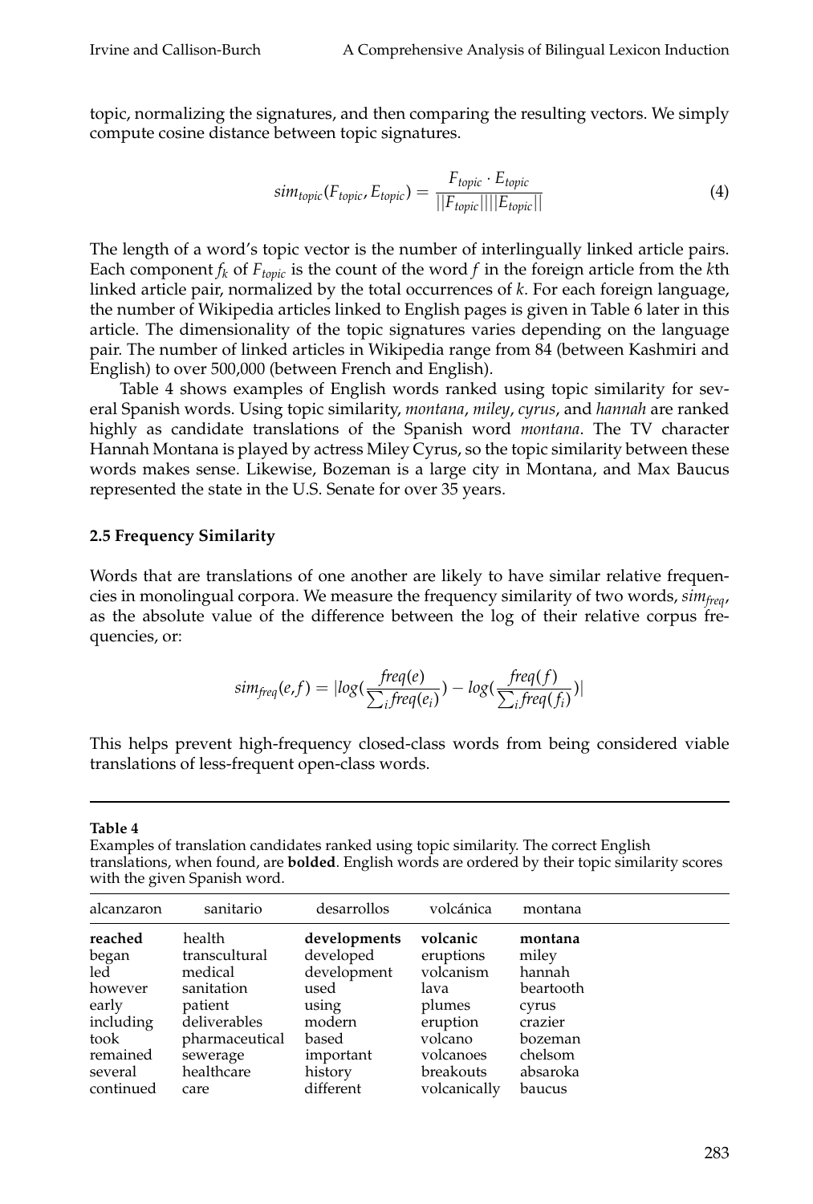topic, normalizing the signatures, and then comparing the resulting vectors. We simply compute cosine distance between topic signatures.

$$sim_{topic}(F_{topic}, E_{topic}) = \frac{F_{topic} \cdot E_{topic}}{||F_{topic}||||E_{topic}||} \tag{4}$$

The length of a word's topic vector is the number of interlingually linked article pairs. Each component $f_k$ of $F_{topic}$ is the count of the word $f$ in the foreign article from the $k$th linked article pair, normalized by the total occurrences of $k$. For each foreign language, the number of Wikipedia articles linked to English pages is given in Table 6 later in this article. The dimensionality of the topic signatures varies depending on the language pair. The number of linked articles in Wikipedia range from 84 (between Kashmiri and English) to over 500,000 (between French and English).

Table 4 shows examples of English words ranked using topic similarity for several Spanish words. Using topic similarity, *montana*, *miley*, *cyrus*, and *hannah* are ranked highly as candidate translations of the Spanish word *montana*. The TV character Hannah Montana is played by actress Miley Cyrus, so the topic similarity between these words makes sense. Likewise, Bozeman is a large city in Montana, and Max Baucus represented the state in the U.S. Senate for over 35 years.

### 2.5 Frequency Similarity

Words that are translations of one another are likely to have similar relative frequencies in monolingual corpora. We measure the frequency similarity of two words, $sim_{freq}$, as the absolute value of the difference between the log of their relative corpus frequencies, or:

$$sim_{freq}(e,f) = |log(\frac{freq(e)}{\sum_i freq(e_i)}) - log(\frac{freq(f)}{\sum_i freq(f_i)})|$$

This helps prevent high-frequency closed-class words from being considered viable translations of less-frequent open-class words.

**Table 4**
Examples of translation candidates ranked using topic similarity. The correct English translations, when found, are **bolded**. English words are ordered by their topic similarity scores with the given Spanish word.

| alcanzaron | sanitario | desarrollos | volcánica | montana |
|---|---|---|---|---|
| **reached** | health | **developments** | **volcanic** | **montana** |
| began | transcultural | developed | eruptions | miley |
| led | medical | development | volcanism | hannah |
| however | sanitation | used | lava | beartooth |
| early | patient | using | plumes | cyrus |
| including | deliverables | modern | eruption | crazier |
| took | pharmaceutical | based | volcano | bozeman |
| remained | sewerage | important | volcanoes | chelsom |
| several | healthcare | history | breakouts | absaroka |
| continued | care | different | volcanically | baucus |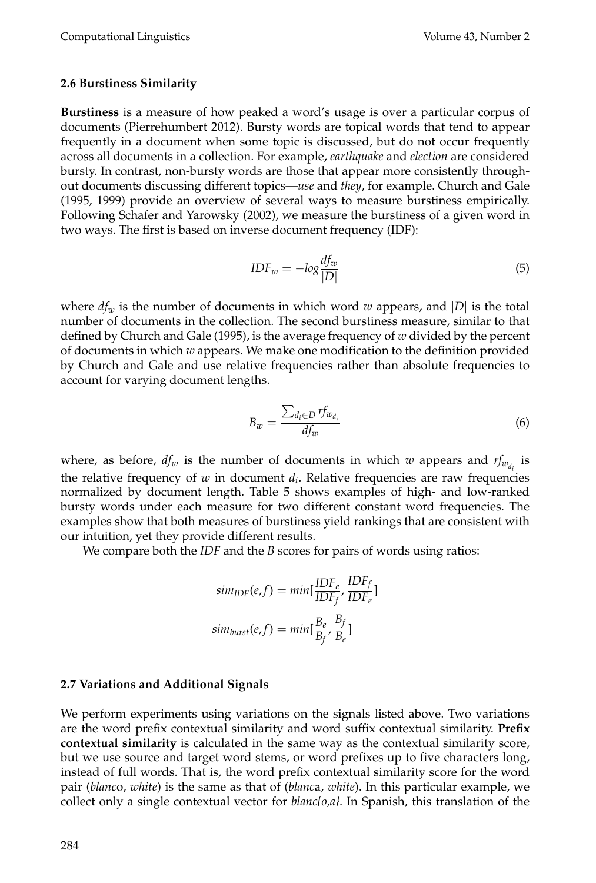### 2.6 Burstiness Similarity

**Burstiness** is a measure of how peaked a word's usage is over a particular corpus of documents (Pierrehumbert 2012). Bursty words are topical words that tend to appear frequently in a document when some topic is discussed, but do not occur frequently across all documents in a collection. For example, *earthquake* and *election* are considered bursty. In contrast, non-bursty words are those that appear more consistently throughout documents discussing different topics—*use* and *they*, for example. Church and Gale (1995, 1999) provide an overview of several ways to measure burstiness empirically. Following Schafer and Yarowsky (2002), we measure the burstiness of a given word in two ways. The first is based on inverse document frequency (IDF):

$$IDF_w = -log \frac{df_w}{|D|} \tag{5}$$

where $df_w$ is the number of documents in which word $w$ appears, and $|D|$ is the total number of documents in the collection. The second burstiness measure, similar to that defined by Church and Gale (1995), is the average frequency of $w$ divided by the percent of documents in which $w$ appears. We make one modification to the definition provided by Church and Gale and use relative frequencies rather than absolute frequencies to account for varying document lengths.

$$B_w = \frac{\sum_{d_i \in D} rf_{w_{d_i}}}{df_w} \tag{6}$$

where, as before, $df_w$ is the number of documents in which $w$ appears and $rf_{w_{d_i}}$ is the relative frequency of $w$ in document $d_i$. Relative frequencies are raw frequencies normalized by document length. Table 5 shows examples of high- and low-ranked bursty words under each measure for two different constant word frequencies. The examples show that both measures of burstiness yield rankings that are consistent with our intuition, yet they provide different results.

We compare both the *IDF* and the *B* scores for pairs of words using ratios:

$$sim_{IDF}(e,f) = min[\frac{IDF_e}{IDF_f}, \frac{IDF_f}{IDF_e}]$$

$$sim_{burst}(e,f) = min[\frac{B_e}{B_f}, \frac{B_f}{B_e}]$$

### 2.7 Variations and Additional Signals

We perform experiments using variations on the signals listed above. Two variations are the word prefix contextual similarity and word suffix contextual similarity. **Prefix contextual similarity** is calculated in the same way as the contextual similarity score, but we use source and target word stems, or word prefixes up to five characters long, instead of full words. That is, the word prefix contextual similarity score for the word pair (*blanc*o, *white*) is the same as that of (*blanc*a, *white*). In this particular example, we collect only a single contextual vector for *blanc{o,a}*. In Spanish, this translation of the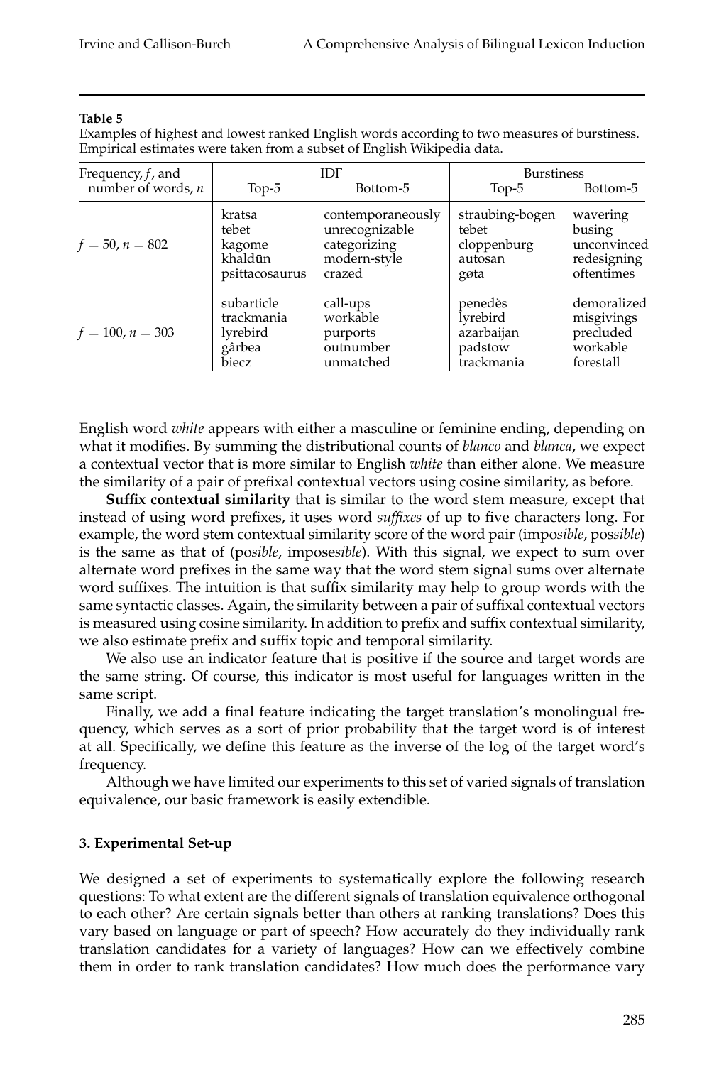**Table 5**
Examples of highest and lowest ranked English words according to two measures of burstiness. Empirical estimates were taken from a subset of English Wikipedia data.

| Frequency, $f$, and number of words, $n$ | IDF | | Burstiness | |
|---|---|---|---|---|
| | Top-5 | Bottom-5 | Top-5 | Bottom-5 |
| $f = 50, n = 802$ | kratsa<br>tebet<br>kagome<br>khaldūn<br>psittacosaurus | contemporaneously<br>unrecognizable<br>categorizing<br>modern-style<br>crazed | straubing-bogen<br>tebet<br>cloppenburg<br>autosan<br>gøta | wavering<br>busing<br>unconvinced<br>redesigning<br>oftentimes |
| $f = 100, n = 303$ | subarticle<br>trackmania<br>lyrebird<br>gârbea<br>biecz | call-ups<br>workable<br>purports<br>outnumber<br>unmatched | penedès<br>lyrebird<br>azarbaijan<br>padstow<br>trackmania | demoralized<br>misgivings<br>precluded<br>workable<br>forestall |

English word *white* appears with either a masculine or feminine ending, depending on what it modifies. By summing the distributional counts of *blanco* and *blanca*, we expect a contextual vector that is more similar to English *white* than either alone. We measure the similarity of a pair of prefixal contextual vectors using cosine similarity, as before.

**Suffix contextual similarity** that is similar to the word stem measure, except that instead of using word prefixes, it uses word *suffixes* of up to five characters long. For example, the word stem contextual similarity score of the word pair (impo*sible*, pos*sible*) is the same as that of (po*sible*, impose*sible*). With this signal, we expect to sum over alternate word prefixes in the same way that the word stem signal sums over alternate word suffixes. The intuition is that suffix similarity may help to group words with the same syntactic classes. Again, the similarity between a pair of suffixal contextual vectors is measured using cosine similarity. In addition to prefix and suffix contextual similarity, we also estimate prefix and suffix topic and temporal similarity.

We also use an indicator feature that is positive if the source and target words are the same string. Of course, this indicator is most useful for languages written in the same script.

Finally, we add a final feature indicating the target translation's monolingual frequency, which serves as a sort of prior probability that the target word is of interest at all. Specifically, we define this feature as the inverse of the log of the target word's frequency.

Although we have limited our experiments to this set of varied signals of translation equivalence, our basic framework is easily extendible.

## 3. Experimental Set-up

We designed a set of experiments to systematically explore the following research questions: To what extent are the different signals of translation equivalence orthogonal to each other? Are certain signals better than others at ranking translations? Does this vary based on language or part of speech? How accurately do they individually rank translation candidates for a variety of languages? How can we effectively combine them in order to rank translation candidates? How much does the performance vary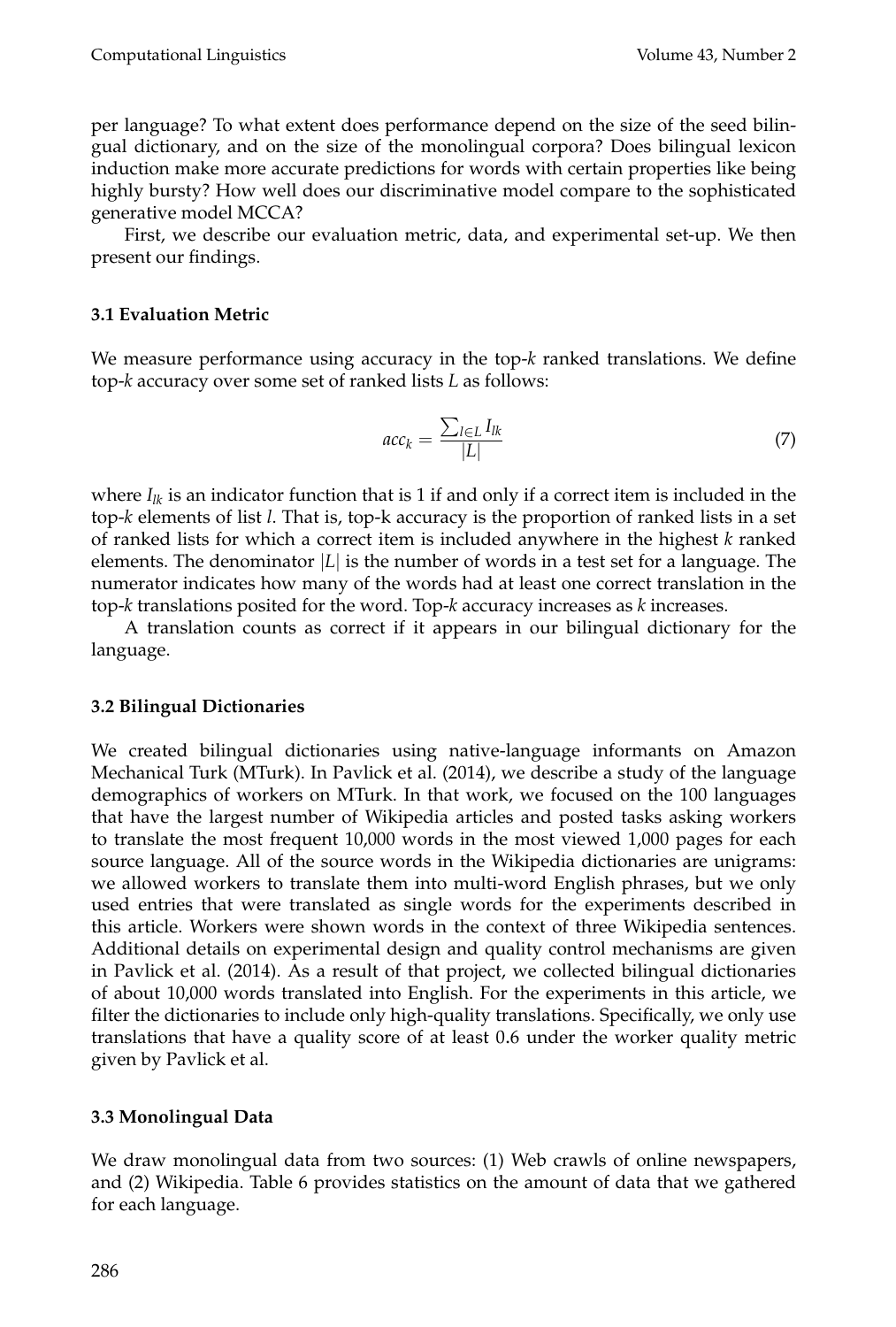per language? To what extent does performance depend on the size of the seed bilingual dictionary, and on the size of the monolingual corpora? Does bilingual lexicon induction make more accurate predictions for words with certain properties like being highly bursty? How well does our discriminative model compare to the sophisticated generative model MCCA?

First, we describe our evaluation metric, data, and experimental set-up. We then present our findings.

### 3.1 Evaluation Metric

We measure performance using accuracy in the top-*k* ranked translations. We define top-*k* accuracy over some set of ranked lists *L* as follows:

$$acc_k = \frac{\sum_{l \in L} I_{lk}}{|L|} \tag{7}$$

where $I_{lk}$ is an indicator function that is 1 if and only if a correct item is included in the top-*k* elements of list *l*. That is, top-k accuracy is the proportion of ranked lists in a set of ranked lists for which a correct item is included anywhere in the highest *k* ranked elements. The denominator $|L|$ is the number of words in a test set for a language. The numerator indicates how many of the words had at least one correct translation in the top-*k* translations posited for the word. Top-*k* accuracy increases as *k* increases.

A translation counts as correct if it appears in our bilingual dictionary for the language.

### 3.2 Bilingual Dictionaries

We created bilingual dictionaries using native-language informants on Amazon Mechanical Turk (MTurk). In Pavlick et al. (2014), we describe a study of the language demographics of workers on MTurk. In that work, we focused on the 100 languages that have the largest number of Wikipedia articles and posted tasks asking workers to translate the most frequent 10,000 words in the most viewed 1,000 pages for each source language. All of the source words in the Wikipedia dictionaries are unigrams: we allowed workers to translate them into multi-word English phrases, but we only used entries that were translated as single words for the experiments described in this article. Workers were shown words in the context of three Wikipedia sentences. Additional details on experimental design and quality control mechanisms are given in Pavlick et al. (2014). As a result of that project, we collected bilingual dictionaries of about 10,000 words translated into English. For the experiments in this article, we filter the dictionaries to include only high-quality translations. Specifically, we only use translations that have a quality score of at least 0.6 under the worker quality metric given by Pavlick et al.

### 3.3 Monolingual Data

We draw monolingual data from two sources: (1) Web crawls of online newspapers, and (2) Wikipedia. Table 6 provides statistics on the amount of data that we gathered for each language.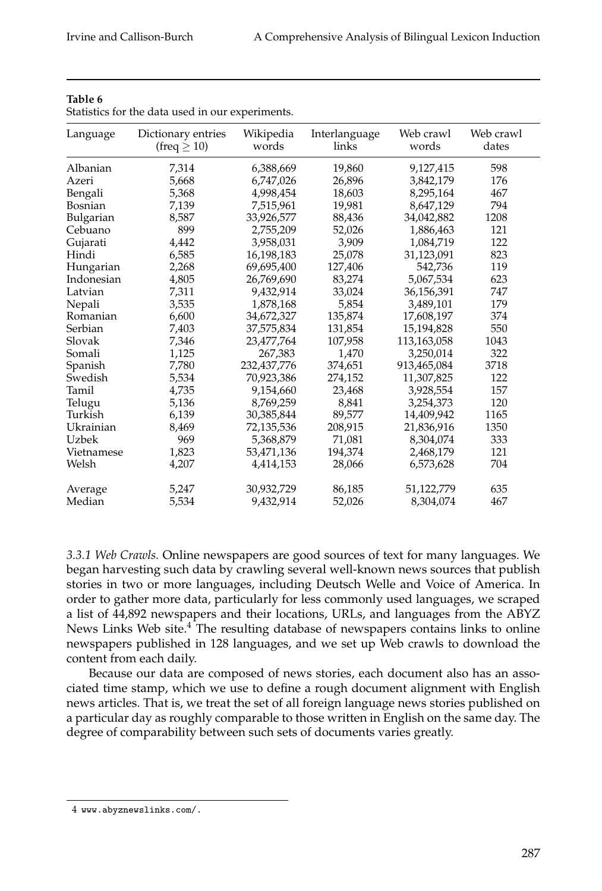**Table 6**
Statistics for the data used in our experiments.

| Language | Dictionary entries (freq $\geq$ 10) | Wikipedia words | Interlanguage links | Web crawl words | Web crawl dates |
|---|---|---|---|---|---|
| Albanian | 7,314 | 6,388,669 | 19,860 | 9,127,415 | 598 |
| Azeri | 5,668 | 6,747,026 | 26,896 | 3,842,179 | 176 |
| Bengali | 5,368 | 4,998,454 | 18,603 | 8,295,164 | 467 |
| Bosnian | 7,139 | 7,515,961 | 19,981 | 8,647,129 | 794 |
| Bulgarian | 8,587 | 33,926,577 | 88,436 | 34,042,882 | 1208 |
| Cebuano | 899 | 2,755,209 | 52,026 | 1,886,463 | 121 |
| Gujarati | 4,442 | 3,958,031 | 3,909 | 1,084,719 | 122 |
| Hindi | 6,585 | 16,198,183 | 25,078 | 31,123,091 | 823 |
| Hungarian | 2,268 | 69,695,400 | 127,406 | 542,736 | 119 |
| Indonesian | 4,805 | 26,769,690 | 83,274 | 5,067,534 | 623 |
| Latvian | 7,311 | 9,432,914 | 33,024 | 36,156,391 | 747 |
| Nepali | 3,535 | 1,878,168 | 5,854 | 3,489,101 | 179 |
| Romanian | 6,600 | 34,672,327 | 135,874 | 17,608,197 | 374 |
| Serbian | 7,403 | 37,575,834 | 131,854 | 15,194,828 | 550 |
| Slovak | 7,346 | 23,477,764 | 107,958 | 113,163,058 | 1043 |
| Somali | 1,125 | 267,383 | 1,470 | 3,250,014 | 322 |
| Spanish | 7,780 | 232,437,776 | 374,651 | 913,465,084 | 3718 |
| Swedish | 5,534 | 70,923,386 | 274,152 | 11,307,825 | 122 |
| Tamil | 4,735 | 9,154,660 | 23,468 | 3,928,554 | 157 |
| Telugu | 5,136 | 8,769,259 | 8,841 | 3,254,373 | 120 |
| Turkish | 6,139 | 30,385,844 | 89,577 | 14,409,942 | 1165 |
| Ukrainian | 8,469 | 72,135,536 | 208,915 | 21,836,916 | 1350 |
| Uzbek | 969 | 5,368,879 | 71,081 | 8,304,074 | 333 |
| Vietnamese | 1,823 | 53,471,136 | 194,374 | 2,468,179 | 121 |
| Welsh | 4,207 | 4,414,153 | 28,066 | 6,573,628 | 704 |
| Average | 5,247 | 30,932,729 | 86,185 | 51,122,779 | 635 |
| Median | 5,534 | 9,432,914 | 52,026 | 8,304,074 | 467 |

*3.3.1 Web Crawls.* Online newspapers are good sources of text for many languages. We began harvesting such data by crawling several well-known news sources that publish stories in two or more languages, including Deutsch Welle and Voice of America. In order to gather more data, particularly for less commonly used languages, we scraped a list of 44,892 newspapers and their locations, URLs, and languages from the ABYZ News Links Web site.[4] The resulting database of newspapers contains links to online newspapers published in 128 languages, and we set up Web crawls to download the content from each daily.

Because our data are composed of news stories, each document also has an associated time stamp, which we use to define a rough document alignment with English news articles. That is, we treat the set of all foreign language news stories published on a particular day as roughly comparable to those written in English on the same day. The degree of comparability between such sets of documents varies greatly.

4 www.abyznewslinks.com/.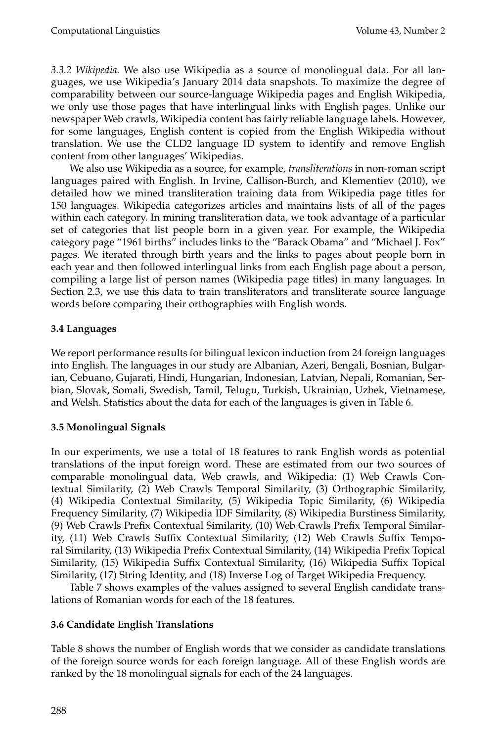*3.3.2 Wikipedia.* We also use Wikipedia as a source of monolingual data. For all languages, we use Wikipedia's January 2014 data snapshots. To maximize the degree of comparability between our source-language Wikipedia pages and English Wikipedia, we only use those pages that have interlingual links with English pages. Unlike our newspaper Web crawls, Wikipedia content has fairly reliable language labels. However, for some languages, English content is copied from the English Wikipedia without translation. We use the CLD2 language ID system to identify and remove English content from other languages' Wikipedias.

We also use Wikipedia as a source, for example, *transliterations* in non-roman script languages paired with English. In Irvine, Callison-Burch, and Klementiev (2010), we detailed how we mined transliteration training data from Wikipedia page titles for 150 languages. Wikipedia categorizes articles and maintains lists of all of the pages within each category. In mining transliteration data, we took advantage of a particular set of categories that list people born in a given year. For example, the Wikipedia category page "1961 births" includes links to the "Barack Obama" and "Michael J. Fox" pages. We iterated through birth years and the links to pages about people born in each year and then followed interlingual links from each English page about a person, compiling a large list of person names (Wikipedia page titles) in many languages. In Section 2.3, we use this data to train transliterators and transliterate source language words before comparing their orthographies with English words.

### 3.4 Languages

We report performance results for bilingual lexicon induction from 24 foreign languages into English. The languages in our study are Albanian, Azeri, Bengali, Bosnian, Bulgarian, Cebuano, Gujarati, Hindi, Hungarian, Indonesian, Latvian, Nepali, Romanian, Serbian, Slovak, Somali, Swedish, Tamil, Telugu, Turkish, Ukrainian, Uzbek, Vietnamese, and Welsh. Statistics about the data for each of the languages is given in Table 6.

### 3.5 Monolingual Signals

In our experiments, we use a total of 18 features to rank English words as potential translations of the input foreign word. These are estimated from our two sources of comparable monolingual data, Web crawls, and Wikipedia: (1) Web Crawls Contextual Similarity, (2) Web Crawls Temporal Similarity, (3) Orthographic Similarity, (4) Wikipedia Contextual Similarity, (5) Wikipedia Topic Similarity, (6) Wikipedia Frequency Similarity, (7) Wikipedia IDF Similarity, (8) Wikipedia Burstiness Similarity, (9) Web Crawls Prefix Contextual Similarity, (10) Web Crawls Prefix Temporal Similarity, (11) Web Crawls Suffix Contextual Similarity, (12) Web Crawls Suffix Temporal Similarity, (13) Wikipedia Prefix Contextual Similarity, (14) Wikipedia Prefix Topical Similarity, (15) Wikipedia Suffix Contextual Similarity, (16) Wikipedia Suffix Topical Similarity, (17) String Identity, and (18) Inverse Log of Target Wikipedia Frequency.

Table 7 shows examples of the values assigned to several English candidate translations of Romanian words for each of the 18 features.

### 3.6 Candidate English Translations

Table 8 shows the number of English words that we consider as candidate translations of the foreign source words for each foreign language. All of these English words are ranked by the 18 monolingual signals for each of the 24 languages.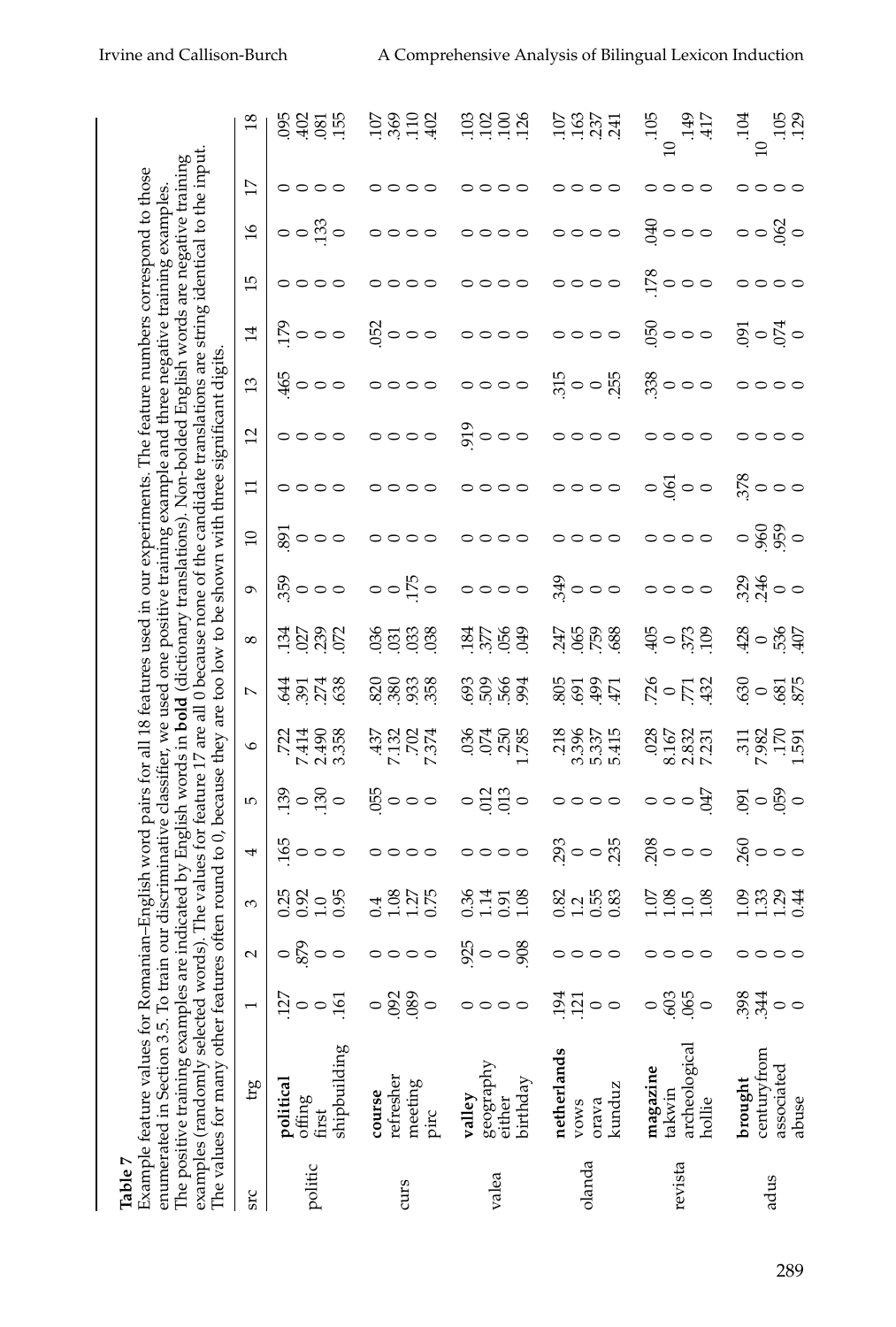**Table 7**
Example feature values for Romanian–English word pairs for all 18 features used in our experiments. The feature numbers correspond to those enumerated in Section 3.5. To train our discriminative classifier, we used one positive training example and three negative training examples. The positive training examples are indicated by English words in **bold** (dictionary translations). Non-bolded English words are negative training examples (randomly selected words). The values for feature 17 are all 0 because none of the candidate translations are string identical to the input. The values for many other features often round to 0, because they are too low to be shown with three significant digits.

| src | trg | 1 | 2 | 3 | 4 | 5 | 6 | 7 | 8 | 9 | 10 | 11 | 12 | 13 | 14 | 15 | 16 | 17 | 18 |
|---|---|---|---|---|---|---|---|---|---|---|---|---|---|---|---|---|---|---|---|
| politic | **political** | .127 | 0 | 0.25 | .165 | .139 | .722 | .644 | .134 | .359 | .891 | 0 | 0 | .465 | .179 | 0 | 0 | 0 | .095 |
| | offing | 0 | .879 | 0.92 | 0 | 0 | 7.414 | .391 | .027 | 0 | 0 | 0 | 0 | 0 | 0 | 0 | 0 | 0 | .402 |
| | first | 0 | 0 | 1.0 | 0 | .130 | 2.490 | .274 | .239 | 0 | 0 | 0 | 0 | 0 | 0 | 0 | .133 | 0 | .081 |
| | shipbuilding | .161 | 0 | 0.95 | 0 | 0 | 3.358 | .638 | .072 | 0 | 0 | 0 | 0 | 0 | 0 | 0 | 0 | 0 | .155 |
| curs | **course** | 0 | 0 | 0.4 | 0 | .055 | .437 | .820 | .036 | 0 | 0 | 0 | 0 | 0 | .052 | 0 | 0 | 0 | .107 |
| | refresher | .092 | 0 | 1.08 | 0 | 0 | 7.132 | .380 | .031 | 0 | 0 | 0 | 0 | 0 | 0 | 0 | 0 | 0 | .369 |
| | meeting | .089 | 0 | 1.27 | 0 | 0 | .702 | .933 | .033 | .175 | 0 | 0 | 0 | 0 | 0 | 0 | 0 | 0 | .110 |
| | pirc | 0 | 0 | 0.75 | 0 | 0 | 7.374 | .358 | .038 | 0 | 0 | 0 | 0 | 0 | 0 | 0 | 0 | 0 | .402 |
| valea | **valley** | 0 | .925 | 0.36 | 0 | 0 | .036 | .693 | .184 | 0 | 0 | 0 | .919 | 0 | 0 | 0 | 0 | 0 | .103 |
| | geography | 0 | 0 | 1.14 | 0 | .012 | .074 | .509 | .377 | 0 | 0 | 0 | 0 | 0 | 0 | 0 | 0 | 0 | .102 |
| | either | 0 | 0 | 0.91 | 0 | .013 | .250 | .566 | .056 | 0 | 0 | 0 | 0 | 0 | 0 | 0 | 0 | 0 | .100 |
| | birthday | 0 | .908 | 1.08 | 0 | 0 | 1.785 | .994 | .049 | 0 | 0 | 0 | 0 | 0 | 0 | 0 | 0 | 0 | .126 |
| olanda | **netherlands** | .194 | 0 | 0.82 | .293 | 0 | .218 | .805 | .247 | .349 | 0 | 0 | 0 | .315 | 0 | 0 | 0 | 0 | .107 |
| | vows | .121 | 0 | 1.2 | 0 | 0 | 3.396 | .691 | .065 | 0 | 0 | 0 | 0 | 0 | 0 | 0 | 0 | 0 | .163 |
| | orava | 0 | 0 | 0.55 | 0 | 0 | 5.337 | .499 | .759 | 0 | 0 | 0 | 0 | 0 | 0 | 0 | 0 | 0 | .237 |
| | kunduz | 0 | 0 | 0.83 | .235 | 0 | 5.415 | .471 | .688 | 0 | 0 | 0 | 0 | .255 | 0 | 0 | 0 | 0 | .241 |
| revista | **magazine** | 0 | 0 | 1.07 | .208 | 0 | .028 | .726 | .405 | 0 | 0 | 0 | 0 | .338 | .050 | .178 | .040 | 0 | .105 |
| | takwin | .603 | 0 | 1.08 | 0 | 0 | 8.167 | 0 | 0 | 0 | 0 | .061 | 0 | 0 | 0 | 0 | 0 | 0 | 10 |
| | archeological | .065 | 0 | 1.0 | 0 | 0 | 2.832 | .771 | .373 | 0 | 0 | 0 | 0 | 0 | 0 | 0 | 0 | 0 | .149 |
| | hollie | 0 | 0 | 1.08 | 0 | .047 | 7.231 | .432 | .109 | 0 | 0 | 0 | 0 | 0 | 0 | 0 | 0 | 0 | .417 |
| adus | **brought** | .398 | 0 | 1.09 | .260 | .091 | .311 | .630 | .428 | .329 | 0 | .378 | 0 | 0 | .091 | 0 | 0 | 0 | .104 |
| | centuryfrom | .344 | 0 | 1.33 | 0 | 0 | 7.982 | 0 | 0 | .246 | .960 | 0 | 0 | 0 | 0 | 0 | 0 | 0 | 10 |
| | associated | 0 | 0 | 1.29 | 0 | .059 | .170 | .681 | .536 | 0 | .959 | 0 | 0 | 0 | .074 | 0 | .062 | 0 | .105 |
| | abuse | 0 | 0 | 0.44 | 0 | 0 | 1.591 | .875 | .407 | 0 | 0 | 0 | 0 | 0 | 0 | 0 | 0 | 0 | .129 |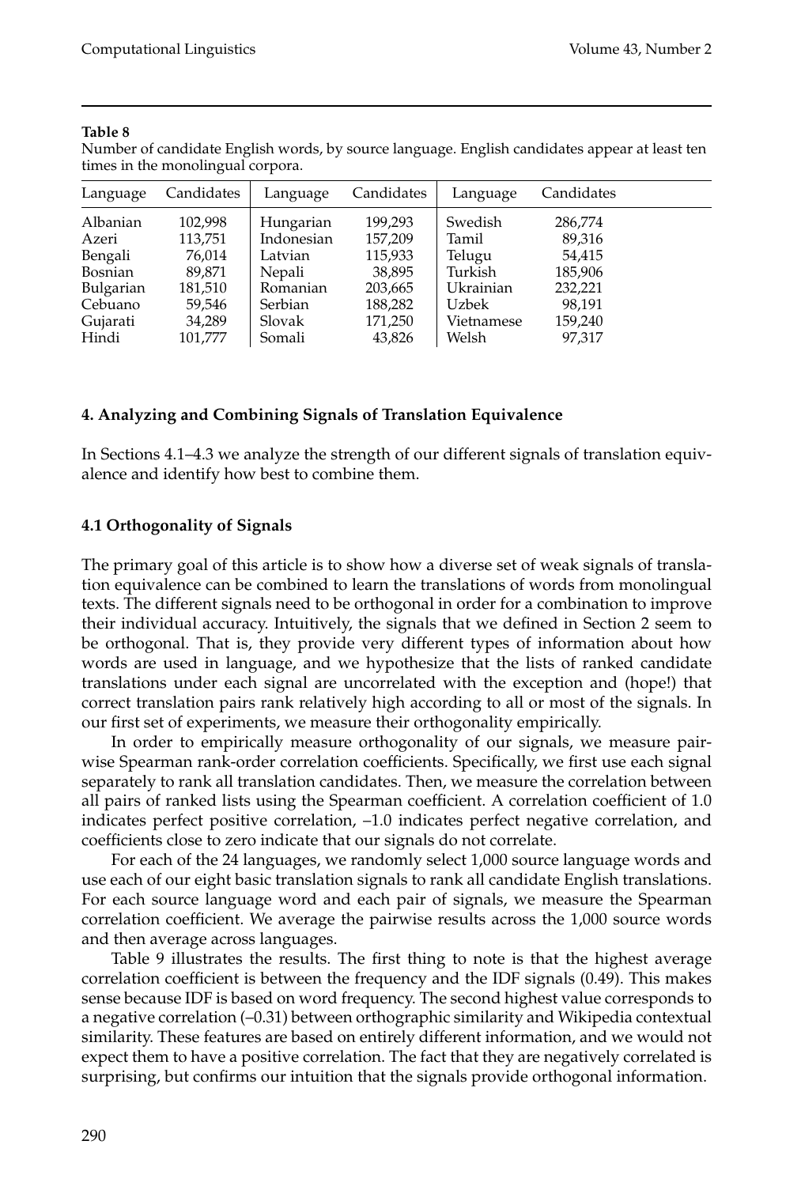**Table 8**
Number of candidate English words, by source language. English candidates appear at least ten times in the monolingual corpora.

| Language | Candidates | Language | Candidates | Language | Candidates |
|---|---|---|---|---|---|
| Albanian | 102,998 | Hungarian | 199,293 | Swedish | 286,774 |
| Azeri | 113,751 | Indonesian | 157,209 | Tamil | 89,316 |
| Bengali | 76,014 | Latvian | 115,933 | Telugu | 54,415 |
| Bosnian | 89,871 | Nepali | 38,895 | Turkish | 185,906 |
| Bulgarian | 181,510 | Romanian | 203,665 | Ukrainian | 232,221 |
| Cebuano | 59,546 | Serbian | 188,282 | Uzbek | 98,191 |
| Gujarati | 34,289 | Slovak | 171,250 | Vietnamese | 159,240 |
| Hindi | 101,777 | Somali | 43,826 | Welsh | 97,317 |

## 4. Analyzing and Combining Signals of Translation Equivalence

In Sections 4.1–4.3 we analyze the strength of our different signals of translation equivalence and identify how best to combine them.

### 4.1 Orthogonality of Signals

The primary goal of this article is to show how a diverse set of weak signals of translation equivalence can be combined to learn the translations of words from monolingual texts. The different signals need to be orthogonal in order for a combination to improve their individual accuracy. Intuitively, the signals that we defined in Section 2 seem to be orthogonal. That is, they provide very different types of information about how words are used in language, and we hypothesize that the lists of ranked candidate translations under each signal are uncorrelated with the exception and (hope!) that correct translation pairs rank relatively high according to all or most of the signals. In our first set of experiments, we measure their orthogonality empirically.

In order to empirically measure orthogonality of our signals, we measure pairwise Spearman rank-order correlation coefficients. Specifically, we first use each signal separately to rank all translation candidates. Then, we measure the correlation between all pairs of ranked lists using the Spearman coefficient. A correlation coefficient of 1.0 indicates perfect positive correlation, –1.0 indicates perfect negative correlation, and coefficients close to zero indicate that our signals do not correlate.

For each of the 24 languages, we randomly select 1,000 source language words and use each of our eight basic translation signals to rank all candidate English translations. For each source language word and each pair of signals, we measure the Spearman correlation coefficient. We average the pairwise results across the 1,000 source words and then average across languages.

Table 9 illustrates the results. The first thing to note is that the highest average correlation coefficient is between the frequency and the IDF signals (0.49). This makes sense because IDF is based on word frequency. The second highest value corresponds to a negative correlation (–0.31) between orthographic similarity and Wikipedia contextual similarity. These features are based on entirely different information, and we would not expect them to have a positive correlation. The fact that they are negatively correlated is surprising, but confirms our intuition that the signals provide orthogonal information.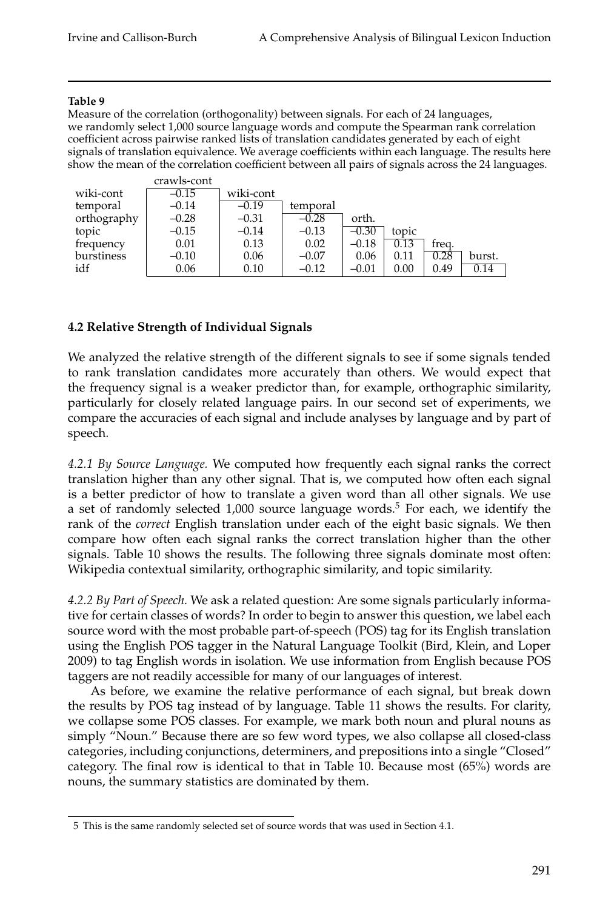**Table 9**

Measure of the correlation (orthogonality) between signals. For each of 24 languages, we randomly select 1,000 source language words and compute the Spearman rank correlation coefficient across pairwise ranked lists of translation candidates generated by each of eight signals of translation equivalence. We average coefficients within each language. The results here show the mean of the correlation coefficient between all pairs of signals across the 24 languages.

| | crawls-cont | wiki-cont | temporal | orth. | topic | freq. | burst. |
|---|---|---|---|---|---|---|---|
| wiki-cont | –0.15 | | | | | | |
| temporal | –0.14 | –0.19 | | | | | |
| orthography | –0.28 | –0.31 | –0.28 | | | | |
| topic | –0.15 | –0.14 | –0.13 | –0.30 | | | |
| frequency | 0.01 | 0.13 | 0.02 | –0.18 | 0.13 | | |
| burstiness | –0.10 | 0.06 | –0.07 | 0.06 | 0.11 | 0.28 | |
| idf | 0.06 | 0.10 | –0.12 | –0.01 | 0.00 | 0.49 | 0.14 |

### 4.2 Relative Strength of Individual Signals

We analyzed the relative strength of the different signals to see if some signals tended to rank translation candidates more accurately than others. We would expect that the frequency signal is a weaker predictor than, for example, orthographic similarity, particularly for closely related language pairs. In our second set of experiments, we compare the accuracies of each signal and include analyses by language and by part of speech.

*4.2.1 By Source Language.* We computed how frequently each signal ranks the correct translation higher than any other signal. That is, we computed how often each signal is a better predictor of how to translate a given word than all other signals. We use a set of randomly selected 1,000 source language words.[5] For each, we identify the rank of the *correct* English translation under each of the eight basic signals. We then compare how often each signal ranks the correct translation higher than the other signals. Table 10 shows the results. The following three signals dominate most often: Wikipedia contextual similarity, orthographic similarity, and topic similarity.

*4.2.2 By Part of Speech.* We ask a related question: Are some signals particularly informative for certain classes of words? In order to begin to answer this question, we label each source word with the most probable part-of-speech (POS) tag for its English translation using the English POS tagger in the Natural Language Toolkit (Bird, Klein, and Loper 2009) to tag English words in isolation. We use information from English because POS taggers are not readily accessible for many of our languages of interest.

As before, we examine the relative performance of each signal, but break down the results by POS tag instead of by language. Table 11 shows the results. For clarity, we collapse some POS classes. For example, we mark both noun and plural nouns as simply "Noun." Because there are so few word types, we also collapse all closed-class categories, including conjunctions, determiners, and prepositions into a single "Closed" category. The final row is identical to that in Table 10. Because most (65%) words are nouns, the summary statistics are dominated by them.

5 This is the same randomly selected set of source words that was used in Section 4.1.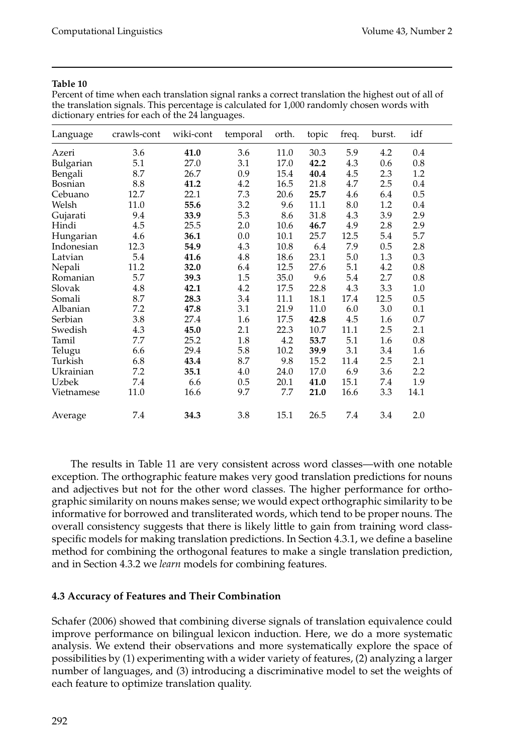**Table 10**

Percent of time when each translation signal ranks a correct translation the highest out of all of the translation signals. This percentage is calculated for 1,000 randomly chosen words with dictionary entries for each of the 24 languages.

| Language | crawls-cont | wiki-cont | temporal | orth. | topic | freq. | burst. | idf |
|---|---|---|---|---|---|---|---|---|
| Azeri | 3.6 | **41.0** | 3.6 | 11.0 | 30.3 | 5.9 | 4.2 | 0.4 |
| Bulgarian | 5.1 | 27.0 | 3.1 | 17.0 | **42.2** | 4.3 | 0.6 | 0.8 |
| Bengali | 8.7 | 26.7 | 0.9 | 15.4 | **40.4** | 4.5 | 2.3 | 1.2 |
| Bosnian | 8.8 | **41.2** | 4.2 | 16.5 | 21.8 | 4.7 | 2.5 | 0.4 |
| Cebuano | 12.7 | 22.1 | 7.3 | 20.6 | **25.7** | 4.6 | 6.4 | 0.5 |
| Welsh | 11.0 | **55.6** | 3.2 | 9.6 | 11.1 | 8.0 | 1.2 | 0.4 |
| Gujarati | 9.4 | **33.9** | 5.3 | 8.6 | 31.8 | 4.3 | 3.9 | 2.9 |
| Hindi | 4.5 | 25.5 | 2.0 | 10.6 | **46.7** | 4.9 | 2.8 | 2.9 |
| Hungarian | 4.6 | **36.1** | 0.0 | 10.1 | 25.7 | 12.5 | 5.4 | 5.7 |
| Indonesian | 12.3 | **54.9** | 4.3 | 10.8 | 6.4 | 7.9 | 0.5 | 2.8 |
| Latvian | 5.4 | **41.6** | 4.8 | 18.6 | 23.1 | 5.0 | 1.3 | 0.3 |
| Nepali | 11.2 | **32.0** | 6.4 | 12.5 | 27.6 | 5.1 | 4.2 | 0.8 |
| Romanian | 5.7 | **39.3** | 1.5 | 35.0 | 9.6 | 5.4 | 2.7 | 0.8 |
| Slovak | 4.8 | **42.1** | 4.2 | 17.5 | 22.8 | 4.3 | 3.3 | 1.0 |
| Somali | 8.7 | **28.3** | 3.4 | 11.1 | 18.1 | 17.4 | 12.5 | 0.5 |
| Albanian | 7.2 | **47.8** | 3.1 | 21.9 | 11.0 | 6.0 | 3.0 | 0.1 |
| Serbian | 3.8 | 27.4 | 1.6 | 17.5 | **42.8** | 4.5 | 1.6 | 0.7 |
| Swedish | 4.3 | **45.0** | 2.1 | 22.3 | 10.7 | 11.1 | 2.5 | 2.1 |
| Tamil | 7.7 | 25.2 | 1.8 | 4.2 | **53.7** | 5.1 | 1.6 | 0.8 |
| Telugu | 6.6 | 29.4 | 5.8 | 10.2 | **39.9** | 3.1 | 3.4 | 1.6 |
| Turkish | 6.8 | **43.4** | 8.7 | 9.8 | 15.2 | 11.4 | 2.5 | 2.1 |
| Ukrainian | 7.2 | **35.1** | 4.0 | 24.0 | 17.0 | 6.9 | 3.6 | 2.2 |
| Uzbek | 7.4 | 6.6 | 0.5 | 20.1 | **41.0** | 15.1 | 7.4 | 1.9 |
| Vietnamese | 11.0 | 16.6 | 9.7 | 7.7 | **21.0** | 16.6 | 3.3 | 14.1 |
| Average | 7.4 | **34.3** | 3.8 | 15.1 | 26.5 | 7.4 | 3.4 | 2.0 |

The results in Table 11 are very consistent across word classes—with one notable exception. The orthographic feature makes very good translation predictions for nouns and adjectives but not for the other word classes. The higher performance for orthographic similarity on nouns makes sense; we would expect orthographic similarity to be informative for borrowed and transliterated words, which tend to be proper nouns. The overall consistency suggests that there is likely little to gain from training word class-specific models for making translation predictions. In Section 4.3.1, we define a baseline method for combining the orthogonal features to make a single translation prediction, and in Section 4.3.2 we *learn* models for combining features.

### 4.3 Accuracy of Features and Their Combination

Schafer (2006) showed that combining diverse signals of translation equivalence could improve performance on bilingual lexicon induction. Here, we do a more systematic analysis. We extend their observations and more systematically explore the space of possibilities by (1) experimenting with a wider variety of features, (2) analyzing a larger number of languages, and (3) introducing a discriminative model to set the weights of each feature to optimize translation quality.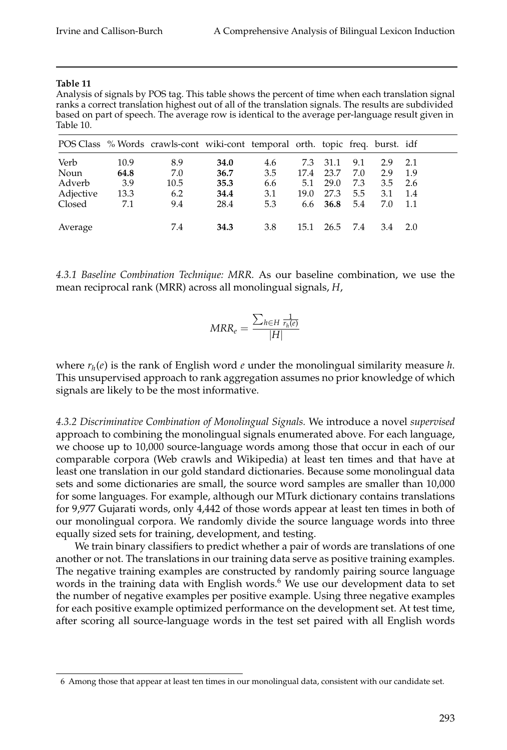**Table 11**
Analysis of signals by POS tag. This table shows the percent of time when each translation signal ranks a correct translation highest out of all of the translation signals. The results are subdivided based on part of speech. The average row is identical to the average per-language result given in Table 10.

| POS Class | % Words | crawls-cont | wiki-cont | temporal | orth. | topic | freq. | burst. | idf |
|---|---|---|---|---|---|---|---|---|---|
| Verb | 10.9 | 8.9 | **34.0** | 4.6 | 7.3 | 31.1 | 9.1 | 2.9 | 2.1 |
| Noun | **64.8** | 7.0 | **36.7** | 3.5 | 17.4 | 23.7 | 7.0 | 2.9 | 1.9 |
| Adverb | 3.9 | 10.5 | **35.3** | 6.6 | 5.1 | 29.0 | 7.3 | 3.5 | 2.6 |
| Adjective | 13.3 | 6.2 | **34.4** | 3.1 | 19.0 | 27.3 | 5.5 | 3.1 | 1.4 |
| Closed | 7.1 | 9.4 | 28.4 | 5.3 | 6.6 | **36.8** | 5.4 | 7.0 | 1.1 |
| Average | | 7.4 | **34.3** | 3.8 | 15.1 | 26.5 | 7.4 | 3.4 | 2.0 |

*4.3.1 Baseline Combination Technique: MRR.* As our baseline combination, we use the mean reciprocal rank (MRR) across all monolingual signals, $H$,

$$MRR_e = \frac{\sum_{h \in H} \frac{1}{r_h(e)}}{|H|}$$

where $r_h(e)$ is the rank of English word $e$ under the monolingual similarity measure $h$. This unsupervised approach to rank aggregation assumes no prior knowledge of which signals are likely to be the most informative.

*4.3.2 Discriminative Combination of Monolingual Signals.* We introduce a novel *supervised* approach to combining the monolingual signals enumerated above. For each language, we choose up to 10,000 source-language words among those that occur in each of our comparable corpora (Web crawls and Wikipedia) at least ten times and that have at least one translation in our gold standard dictionaries. Because some monolingual data sets and some dictionaries are small, the source word samples are smaller than 10,000 for some languages. For example, although our MTurk dictionary contains translations for 9,977 Gujarati words, only 4,442 of those words appear at least ten times in both of our monolingual corpora. We randomly divide the source language words into three equally sized sets for training, development, and testing.

We train binary classifiers to predict whether a pair of words are translations of one another or not. The translations in our training data serve as positive training examples. The negative training examples are constructed by randomly pairing source language words in the training data with English words.[6] We use our development data to set the number of negative examples per positive example. Using three negative examples for each positive example optimized performance on the development set. At test time, after scoring all source-language words in the test set paired with all English words

6 Among those that appear at least ten times in our monolingual data, consistent with our candidate set.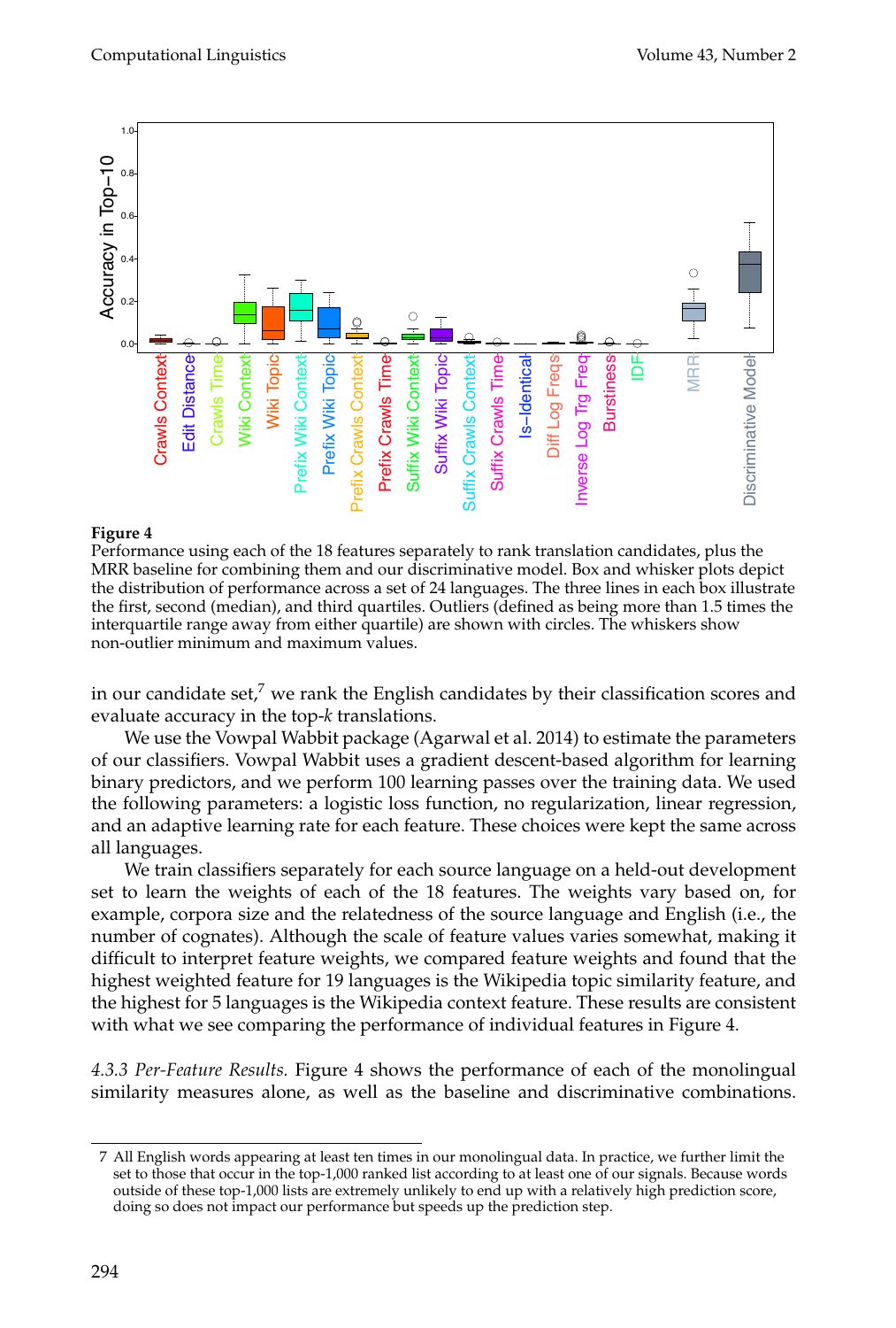**Figure 4**
Performance using each of the 18 features separately to rank translation candidates, plus the MRR baseline for combining them and our discriminative model. Box and whisker plots depict the distribution of performance across a set of 24 languages. The three lines in each box illustrate the first, second (median), and third quartiles. Outliers (defined as being more than 1.5 times the interquartile range away from either quartile) are shown with circles. The whiskers show non-outlier minimum and maximum values.

in our candidate set,[7] we rank the English candidates by their classification scores and evaluate accuracy in the top-$k$ translations.

We use the Vowpal Wabbit package (Agarwal et al. 2014) to estimate the parameters of our classifiers. Vowpal Wabbit uses a gradient descent-based algorithm for learning binary predictors, and we perform 100 learning passes over the training data. We used the following parameters: a logistic loss function, no regularization, linear regression, and an adaptive learning rate for each feature. These choices were kept the same across all languages.

We train classifiers separately for each source language on a held-out development set to learn the weights of each of the 18 features. The weights vary based on, for example, corpora size and the relatedness of the source language and English (i.e., the number of cognates). Although the scale of feature values varies somewhat, making it difficult to interpret feature weights, we compared feature weights and found that the highest weighted feature for 19 languages is the Wikipedia topic similarity feature, and the highest for 5 languages is the Wikipedia context feature. These results are consistent with what we see comparing the performance of individual features in Figure 4.

*4.3.3 Per-Feature Results.* Figure 4 shows the performance of each of the monolingual similarity measures alone, as well as the baseline and discriminative combinations.

7 All English words appearing at least ten times in our monolingual data. In practice, we further limit the set to those that occur in the top-1,000 ranked list according to at least one of our signals. Because words outside of these top-1,000 lists are extremely unlikely to end up with a relatively high prediction score, doing so does not impact our performance but speeds up the prediction step.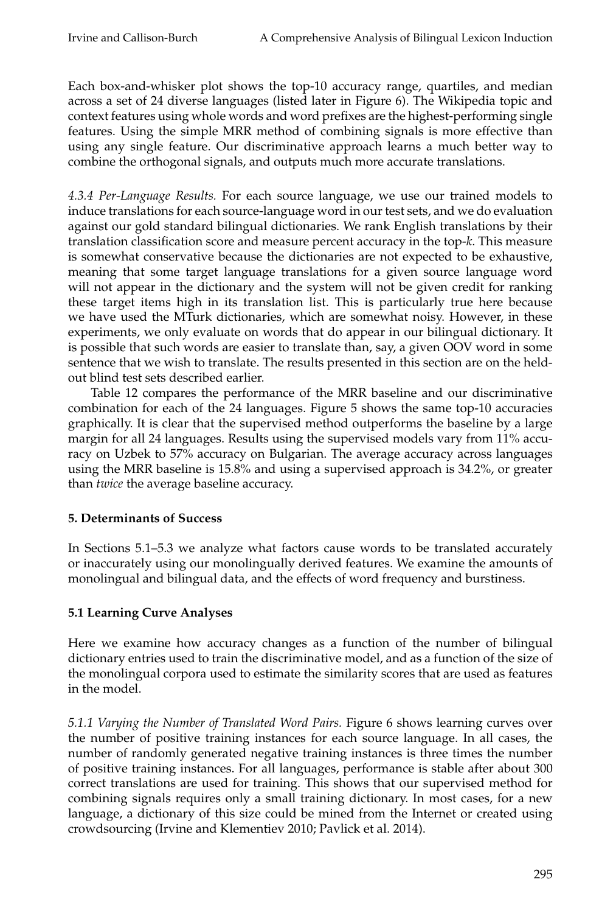Each box-and-whisker plot shows the top-10 accuracy range, quartiles, and median across a set of 24 diverse languages (listed later in Figure 6). The Wikipedia topic and context features using whole words and word prefixes are the highest-performing single features. Using the simple MRR method of combining signals is more effective than using any single feature. Our discriminative approach learns a much better way to combine the orthogonal signals, and outputs much more accurate translations.

*4.3.4 Per-Language Results.* For each source language, we use our trained models to induce translations for each source-language word in our test sets, and we do evaluation against our gold standard bilingual dictionaries. We rank English translations by their translation classification score and measure percent accuracy in the top-$k$. This measure is somewhat conservative because the dictionaries are not expected to be exhaustive, meaning that some target language translations for a given source language word will not appear in the dictionary and the system will not be given credit for ranking these target items high in its translation list. This is particularly true here because we have used the MTurk dictionaries, which are somewhat noisy. However, in these experiments, we only evaluate on words that do appear in our bilingual dictionary. It is possible that such words are easier to translate than, say, a given OOV word in some sentence that we wish to translate. The results presented in this section are on the held-out blind test sets described earlier.

Table 12 compares the performance of the MRR baseline and our discriminative combination for each of the 24 languages. Figure 5 shows the same top-10 accuracies graphically. It is clear that the supervised method outperforms the baseline by a large margin for all 24 languages. Results using the supervised models vary from 11% accuracy on Uzbek to 57% accuracy on Bulgarian. The average accuracy across languages using the MRR baseline is 15.8% and using a supervised approach is 34.2%, or greater than *twice* the average baseline accuracy.

## 5. Determinants of Success

In Sections 5.1–5.3 we analyze what factors cause words to be translated accurately or inaccurately using our monolingually derived features. We examine the amounts of monolingual and bilingual data, and the effects of word frequency and burstiness.

### 5.1 Learning Curve Analyses

Here we examine how accuracy changes as a function of the number of bilingual dictionary entries used to train the discriminative model, and as a function of the size of the monolingual corpora used to estimate the similarity scores that are used as features in the model.

*5.1.1 Varying the Number of Translated Word Pairs.* Figure 6 shows learning curves over the number of positive training instances for each source language. In all cases, the number of randomly generated negative training instances is three times the number of positive training instances. For all languages, performance is stable after about 300 correct translations are used for training. This shows that our supervised method for combining signals requires only a small training dictionary. In most cases, for a new language, a dictionary of this size could be mined from the Internet or created using crowdsourcing (Irvine and Klementiev 2010; Pavlick et al. 2014).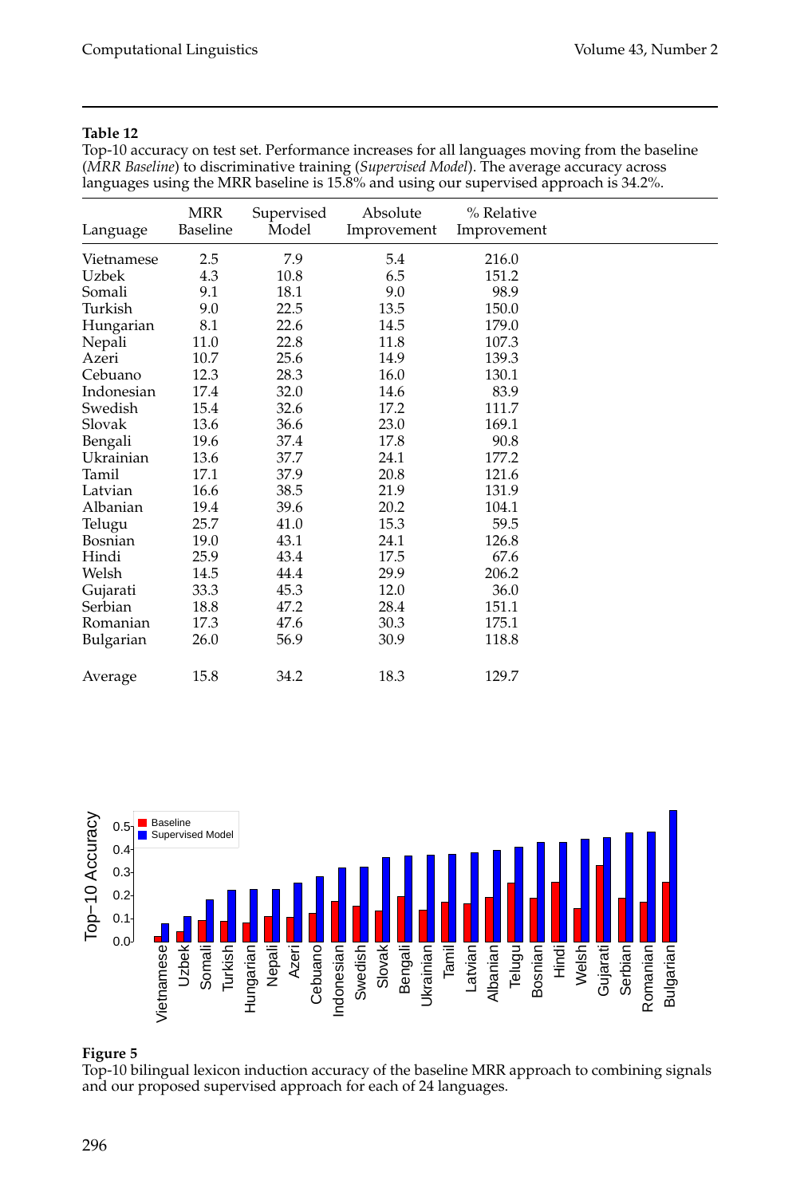**Table 12**
Top-10 accuracy on test set. Performance increases for all languages moving from the baseline (*MRR Baseline*) to discriminative training (*Supervised Model*). The average accuracy across languages using the MRR baseline is 15.8% and using our supervised approach is 34.2%.

| Language | MRR Baseline | Supervised Model | Absolute Improvement | % Relative Improvement |
|---|---|---|---|---|
| Vietnamese | 2.5 | 7.9 | 5.4 | 216.0 |
| Uzbek | 4.3 | 10.8 | 6.5 | 151.2 |
| Somali | 9.1 | 18.1 | 9.0 | 98.9 |
| Turkish | 9.0 | 22.5 | 13.5 | 150.0 |
| Hungarian | 8.1 | 22.6 | 14.5 | 179.0 |
| Nepali | 11.0 | 22.8 | 11.8 | 107.3 |
| Azeri | 10.7 | 25.6 | 14.9 | 139.3 |
| Cebuano | 12.3 | 28.3 | 16.0 | 130.1 |
| Indonesian | 17.4 | 32.0 | 14.6 | 83.9 |
| Swedish | 15.4 | 32.6 | 17.2 | 111.7 |
| Slovak | 13.6 | 36.6 | 23.0 | 169.1 |
| Bengali | 19.6 | 37.4 | 17.8 | 90.8 |
| Ukrainian | 13.6 | 37.7 | 24.1 | 177.2 |
| Tamil | 17.1 | 37.9 | 20.8 | 121.6 |
| Latvian | 16.6 | 38.5 | 21.9 | 131.9 |
| Albanian | 19.4 | 39.6 | 20.2 | 104.1 |
| Telugu | 25.7 | 41.0 | 15.3 | 59.5 |
| Bosnian | 19.0 | 43.1 | 24.1 | 126.8 |
| Hindi | 25.9 | 43.4 | 17.5 | 67.6 |
| Welsh | 14.5 | 44.4 | 29.9 | 206.2 |
| Gujarati | 33.3 | 45.3 | 12.0 | 36.0 |
| Serbian | 18.8 | 47.2 | 28.4 | 151.1 |
| Romanian | 17.3 | 47.6 | 30.3 | 175.1 |
| Bulgarian | 26.0 | 56.9 | 30.9 | 118.8 |
| Average | 15.8 | 34.2 | 18.3 | 129.7 |

**Figure 5**
Top-10 bilingual lexicon induction accuracy of the baseline MRR approach to combining signals and our proposed supervised approach for each of 24 languages.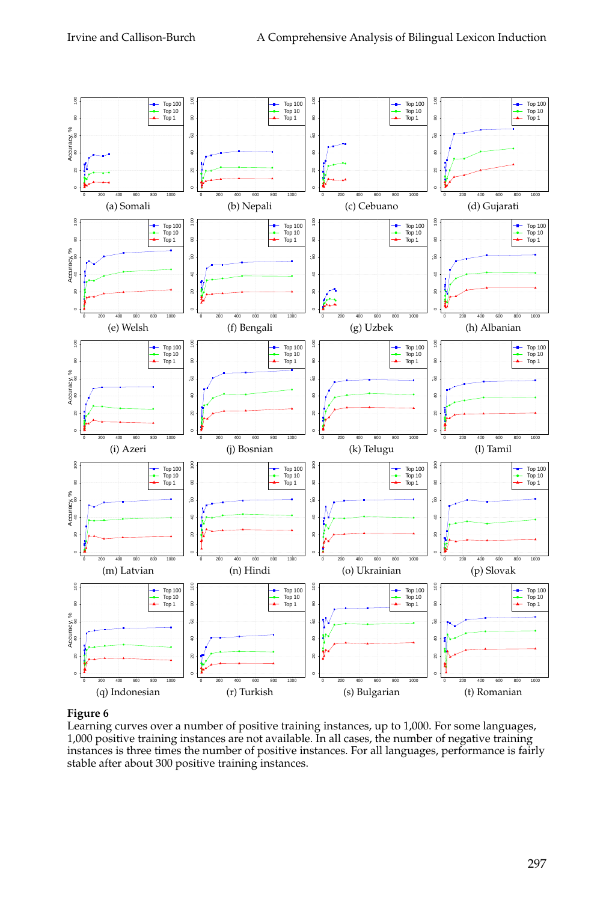(a) Somali

(b) Nepali

(c) Cebuano

(d) Gujarati

(e) Welsh

(f) Bengali

(g) Uzbek

(h) Albanian

(i) Azeri

(j) Bosnian

(k) Telugu

(l) Tamil

(m) Latvian

(n) Hindi

(o) Ukrainian

(p) Slovak

(q) Indonesian

(r) Turkish

(s) Bulgarian

(t) Romanian

**Figure 6**
Learning curves over a number of positive training instances, up to 1,000. For some languages, 1,000 positive training instances are not available. In all cases, the number of negative training instances is three times the number of positive instances. For all languages, performance is fairly stable after about 300 positive training instances.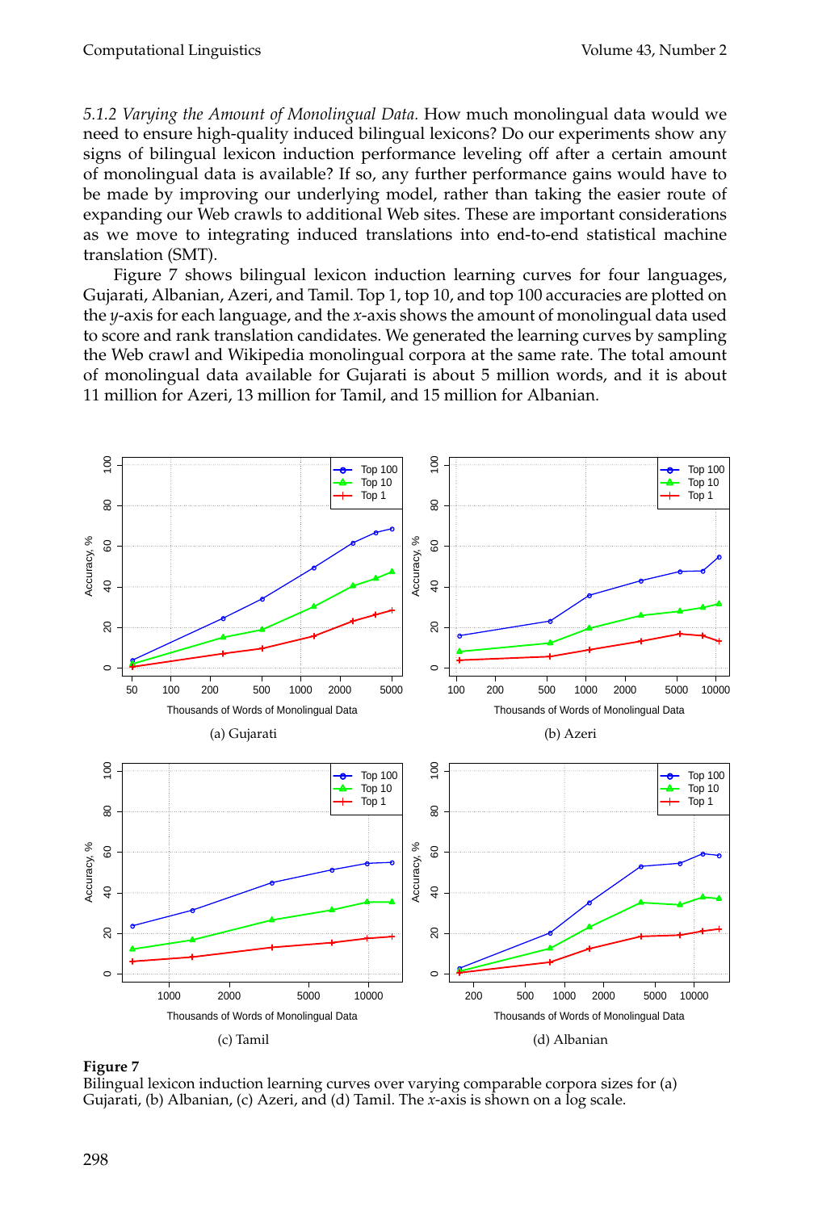*5.1.2 Varying the Amount of Monolingual Data.* How much monolingual data would we need to ensure high-quality induced bilingual lexicons? Do our experiments show any signs of bilingual lexicon induction performance leveling off after a certain amount of monolingual data is available? If so, any further performance gains would have to be made by improving our underlying model, rather than taking the easier route of expanding our Web crawls to additional Web sites. These are important considerations as we move to integrating induced translations into end-to-end statistical machine translation (SMT).

Figure 7 shows bilingual lexicon induction learning curves for four languages, Gujarati, Albanian, Azeri, and Tamil. Top 1, top 10, and top 100 accuracies are plotted on the *y*-axis for each language, and the *x*-axis shows the amount of monolingual data used to score and rank translation candidates. We generated the learning curves by sampling the Web crawl and Wikipedia monolingual corpora at the same rate. The total amount of monolingual data available for Gujarati is about 5 million words, and it is about 11 million for Azeri, 13 million for Tamil, and 15 million for Albanian.

(a) Gujarati

(b) Azeri

(c) Tamil

(d) Albanian

**Figure 7**
Bilingual lexicon induction learning curves over varying comparable corpora sizes for (a) Gujarati, (b) Albanian, (c) Azeri, and (d) Tamil. The *x*-axis is shown on a log scale.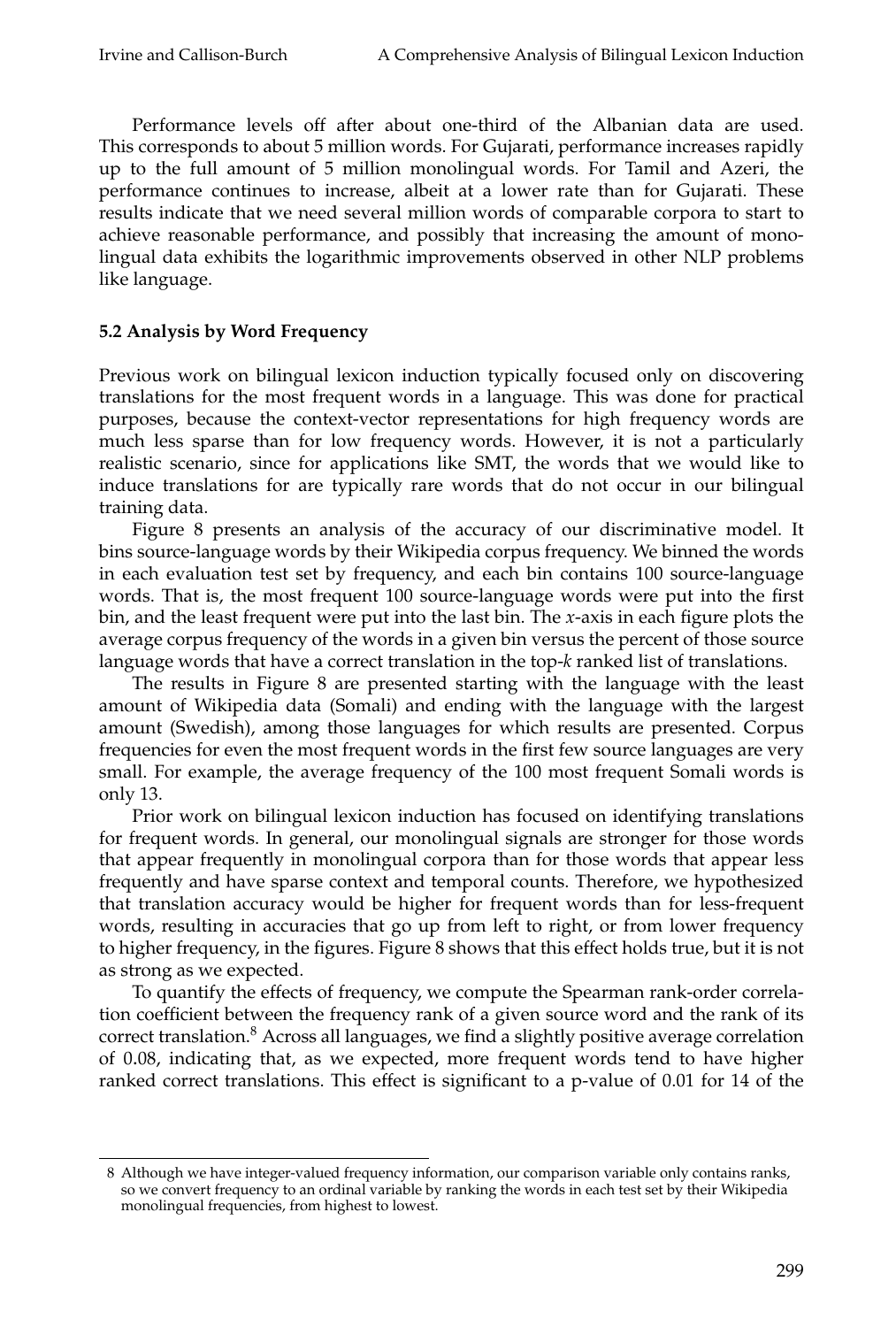Performance levels off after about one-third of the Albanian data are used. This corresponds to about 5 million words. For Gujarati, performance increases rapidly up to the full amount of 5 million monolingual words. For Tamil and Azeri, the performance continues to increase, albeit at a lower rate than for Gujarati. These results indicate that we need several million words of comparable corpora to start to achieve reasonable performance, and possibly that increasing the amount of monolingual data exhibits the logarithmic improvements observed in other NLP problems like language.

### 5.2 Analysis by Word Frequency

Previous work on bilingual lexicon induction typically focused only on discovering translations for the most frequent words in a language. This was done for practical purposes, because the context-vector representations for high frequency words are much less sparse than for low frequency words. However, it is not a particularly realistic scenario, since for applications like SMT, the words that we would like to induce translations for are typically rare words that do not occur in our bilingual training data.

Figure 8 presents an analysis of the accuracy of our discriminative model. It bins source-language words by their Wikipedia corpus frequency. We binned the words in each evaluation test set by frequency, and each bin contains 100 source-language words. That is, the most frequent 100 source-language words were put into the first bin, and the least frequent were put into the last bin. The $x$-axis in each figure plots the average corpus frequency of the words in a given bin versus the percent of those source language words that have a correct translation in the top-$k$ ranked list of translations.

The results in Figure 8 are presented starting with the language with the least amount of Wikipedia data (Somali) and ending with the language with the largest amount (Swedish), among those languages for which results are presented. Corpus frequencies for even the most frequent words in the first few source languages are very small. For example, the average frequency of the 100 most frequent Somali words is only 13.

Prior work on bilingual lexicon induction has focused on identifying translations for frequent words. In general, our monolingual signals are stronger for those words that appear frequently in monolingual corpora than for those words that appear less frequently and have sparse context and temporal counts. Therefore, we hypothesized that translation accuracy would be higher for frequent words than for less-frequent words, resulting in accuracies that go up from left to right, or from lower frequency to higher frequency, in the figures. Figure 8 shows that this effect holds true, but it is not as strong as we expected.

To quantify the effects of frequency, we compute the Spearman rank-order correlation coefficient between the frequency rank of a given source word and the rank of its correct translation.[8] Across all languages, we find a slightly positive average correlation of 0.08, indicating that, as we expected, more frequent words tend to have higher ranked correct translations. This effect is significant to a p-value of 0.01 for 14 of the

[8] Although we have integer-valued frequency information, our comparison variable only contains ranks, so we convert frequency to an ordinal variable by ranking the words in each test set by their Wikipedia monolingual frequencies, from highest to lowest.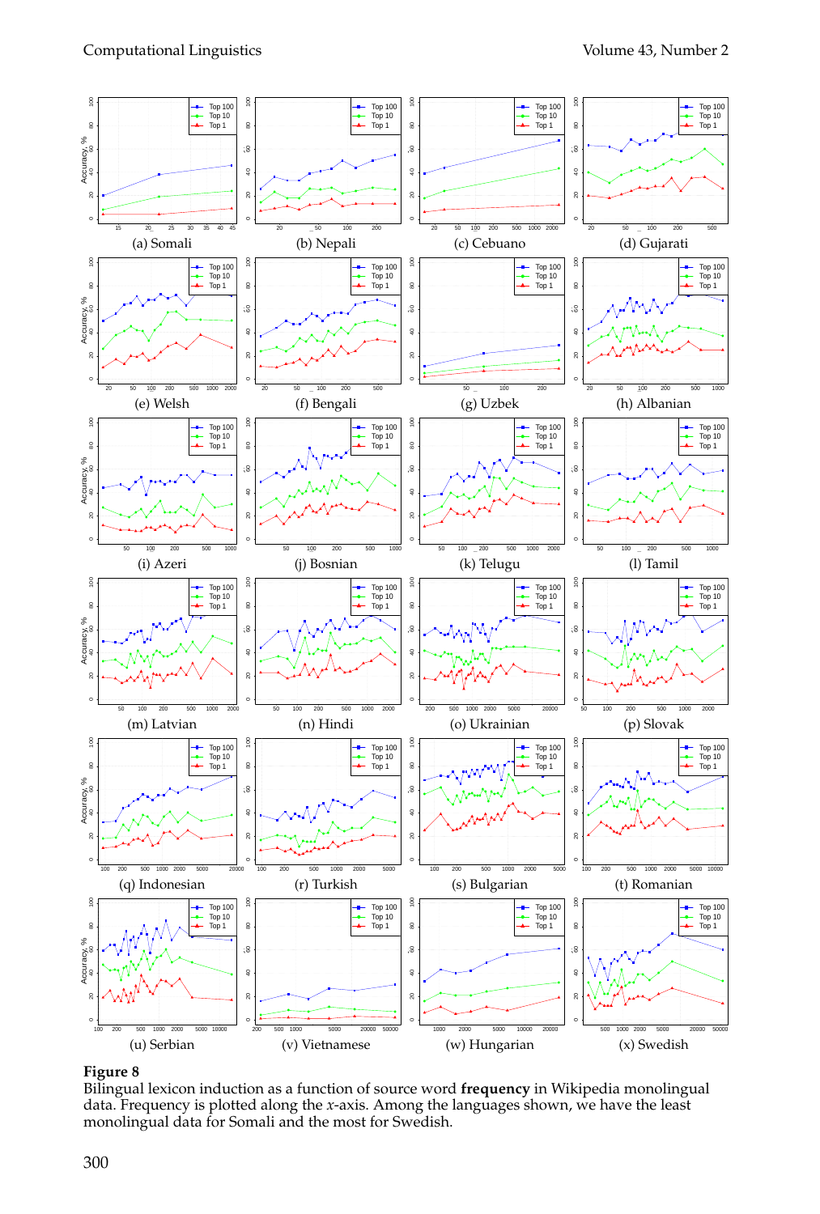(a) Somali (b) Nepali (c) Cebuano (d) Gujarati

(e) Welsh (f) Bengali (g) Uzbek (h) Albanian

(i) Azeri (j) Bosnian (k) Telugu (l) Tamil

(m) Latvian (n) Hindi (o) Ukrainian (p) Slovak

(q) Indonesian (r) Turkish (s) Bulgarian (t) Romanian

(u) Serbian (v) Vietnamese (w) Hungarian (x) Swedish

**Figure 8**
Bilingual lexicon induction as a function of source word **frequency** in Wikipedia monolingual data. Frequency is plotted along the $x$-axis. Among the languages shown, we have the least monolingual data for Somali and the most for Swedish.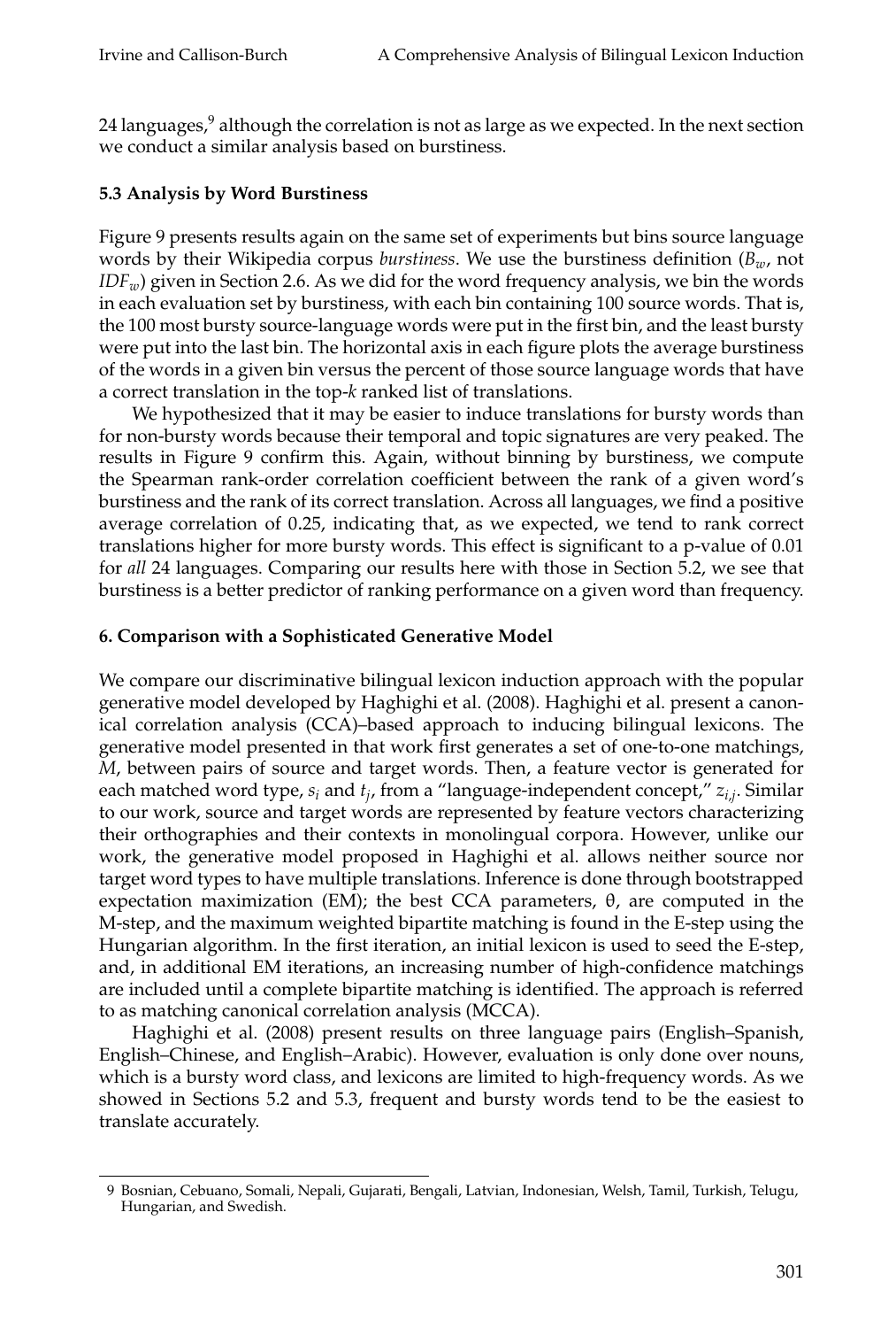24 languages,[9] although the correlation is not as large as we expected. In the next section we conduct a similar analysis based on burstiness.

### 5.3 Analysis by Word Burstiness

Figure 9 presents results again on the same set of experiments but bins source language words by their Wikipedia corpus *burstiness*. We use the burstiness definition ($B_w$, not $IDF_w$) given in Section 2.6. As we did for the word frequency analysis, we bin the words in each evaluation set by burstiness, with each bin containing 100 source words. That is, the 100 most bursty source-language words were put in the first bin, and the least bursty were put into the last bin. The horizontal axis in each figure plots the average burstiness of the words in a given bin versus the percent of those source language words that have a correct translation in the top-*k* ranked list of translations.

We hypothesized that it may be easier to induce translations for bursty words than for non-bursty words because their temporal and topic signatures are very peaked. The results in Figure 9 confirm this. Again, without binning by burstiness, we compute the Spearman rank-order correlation coefficient between the rank of a given word's burstiness and the rank of its correct translation. Across all languages, we find a positive average correlation of 0.25, indicating that, as we expected, we tend to rank correct translations higher for more bursty words. This effect is significant to a p-value of 0.01 for *all* 24 languages. Comparing our results here with those in Section 5.2, we see that burstiness is a better predictor of ranking performance on a given word than frequency.

## 6. Comparison with a Sophisticated Generative Model

We compare our discriminative bilingual lexicon induction approach with the popular generative model developed by Haghighi et al. (2008). Haghighi et al. present a canonical correlation analysis (CCA)–based approach to inducing bilingual lexicons. The generative model presented in that work first generates a set of one-to-one matchings, $M$, between pairs of source and target words. Then, a feature vector is generated for each matched word type, $s_i$ and $t_j$, from a "language-independent concept," $z_{i,j}$. Similar to our work, source and target words are represented by feature vectors characterizing their orthographies and their contexts in monolingual corpora. However, unlike our work, the generative model proposed in Haghighi et al. allows neither source nor target word types to have multiple translations. Inference is done through bootstrapped expectation maximization (EM); the best CCA parameters, $\theta$, are computed in the M-step, and the maximum weighted bipartite matching is found in the E-step using the Hungarian algorithm. In the first iteration, an initial lexicon is used to seed the E-step, and, in additional EM iterations, an increasing number of high-confidence matchings are included until a complete bipartite matching is identified. The approach is referred to as matching canonical correlation analysis (MCCA).

Haghighi et al. (2008) present results on three language pairs (English–Spanish, English–Chinese, and English–Arabic). However, evaluation is only done over nouns, which is a bursty word class, and lexicons are limited to high-frequency words. As we showed in Sections 5.2 and 5.3, frequent and bursty words tend to be the easiest to translate accurately.

[9] Bosnian, Cebuano, Somali, Nepali, Gujarati, Bengali, Latvian, Indonesian, Welsh, Tamil, Turkish, Telugu, Hungarian, and Swedish.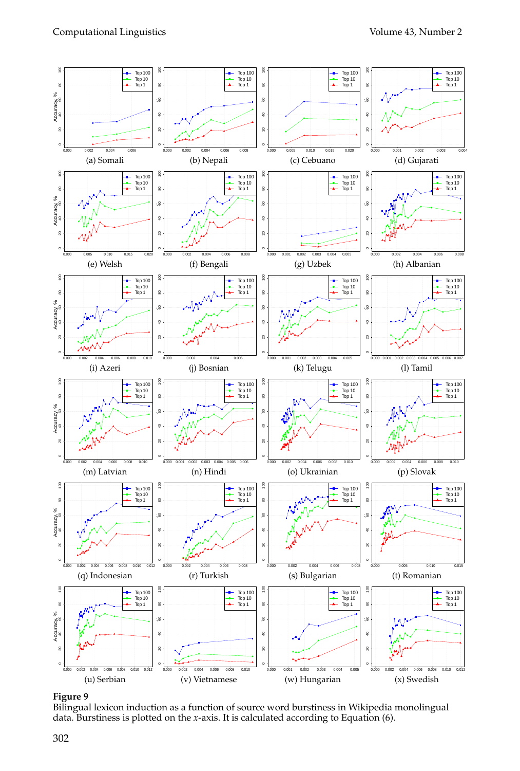(a) Somali (b) Nepali (c) Cebuano (d) Gujarati

(e) Welsh (f) Bengali (g) Uzbek (h) Albanian

(i) Azeri (j) Bosnian (k) Telugu (l) Tamil

(m) Latvian (n) Hindi (o) Ukrainian (p) Slovak

(q) Indonesian (r) Turkish (s) Bulgarian (t) Romanian

(u) Serbian (v) Vietnamese (w) Hungarian (x) Swedish

**Figure 9**
Bilingual lexicon induction as a function of source word burstiness in Wikipedia monolingual data. Burstiness is plotted on the *x*-axis. It is calculated according to Equation (6).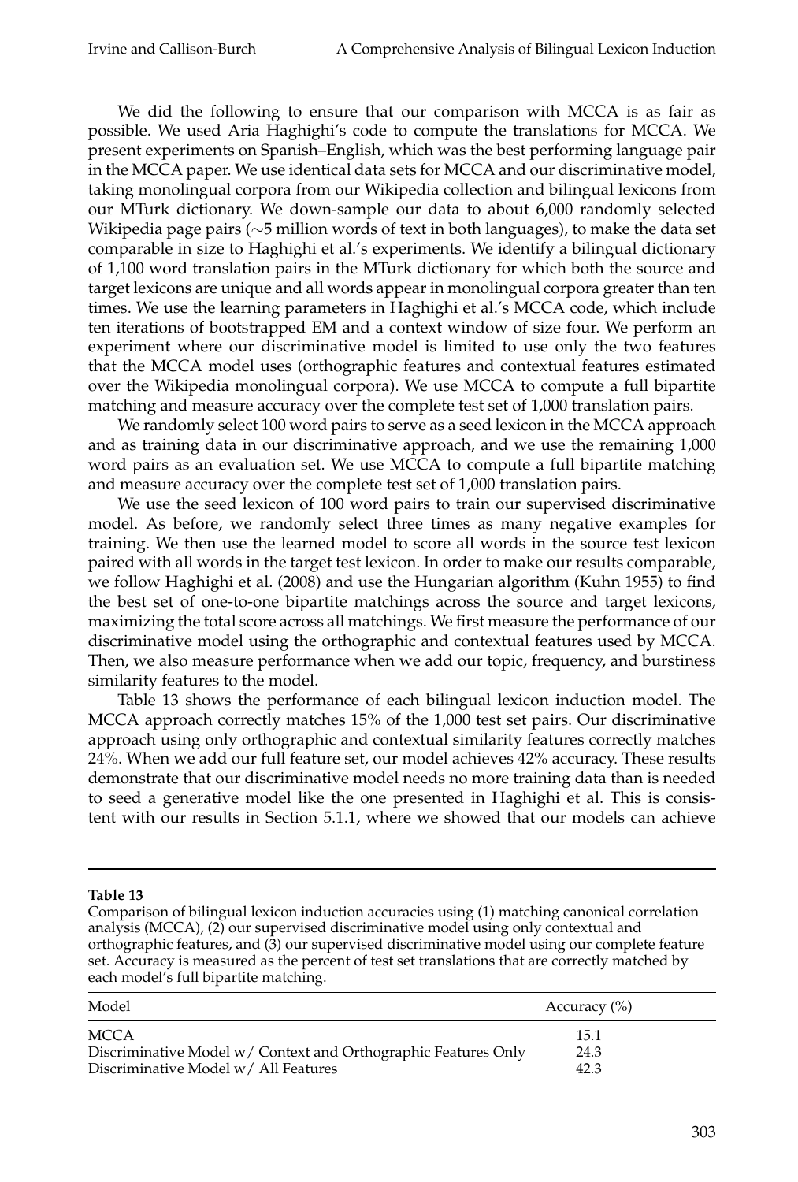We did the following to ensure that our comparison with MCCA is as fair as possible. We used Aria Haghighi's code to compute the translations for MCCA. We present experiments on Spanish–English, which was the best performing language pair in the MCCA paper. We use identical data sets for MCCA and our discriminative model, taking monolingual corpora from our Wikipedia collection and bilingual lexicons from our MTurk dictionary. We down-sample our data to about 6,000 randomly selected Wikipedia page pairs (∼5 million words of text in both languages), to make the data set comparable in size to Haghighi et al.'s experiments. We identify a bilingual dictionary of 1,100 word translation pairs in the MTurk dictionary for which both the source and target lexicons are unique and all words appear in monolingual corpora greater than ten times. We use the learning parameters in Haghighi et al.'s MCCA code, which include ten iterations of bootstrapped EM and a context window of size four. We perform an experiment where our discriminative model is limited to use only the two features that the MCCA model uses (orthographic features and contextual features estimated over the Wikipedia monolingual corpora). We use MCCA to compute a full bipartite matching and measure accuracy over the complete test set of 1,000 translation pairs.

We randomly select 100 word pairs to serve as a seed lexicon in the MCCA approach and as training data in our discriminative approach, and we use the remaining 1,000 word pairs as an evaluation set. We use MCCA to compute a full bipartite matching and measure accuracy over the complete test set of 1,000 translation pairs.

We use the seed lexicon of 100 word pairs to train our supervised discriminative model. As before, we randomly select three times as many negative examples for training. We then use the learned model to score all words in the source test lexicon paired with all words in the target test lexicon. In order to make our results comparable, we follow Haghighi et al. (2008) and use the Hungarian algorithm (Kuhn 1955) to find the best set of one-to-one bipartite matchings across the source and target lexicons, maximizing the total score across all matchings. We first measure the performance of our discriminative model using the orthographic and contextual features used by MCCA. Then, we also measure performance when we add our topic, frequency, and burstiness similarity features to the model.

Table 13 shows the performance of each bilingual lexicon induction model. The MCCA approach correctly matches 15% of the 1,000 test set pairs. Our discriminative approach using only orthographic and contextual similarity features correctly matches 24%. When we add our full feature set, our model achieves 42% accuracy. These results demonstrate that our discriminative model needs no more training data than is needed to seed a generative model like the one presented in Haghighi et al. This is consistent with our results in Section 5.1.1, where we showed that our models can achieve

**Table 13**

Comparison of bilingual lexicon induction accuracies using (1) matching canonical correlation analysis (MCCA), (2) our supervised discriminative model using only contextual and orthographic features, and (3) our supervised discriminative model using our complete feature set. Accuracy is measured as the percent of test set translations that are correctly matched by each model's full bipartite matching.

| Model | Accuracy (%) |
|---|---|
| MCCA | 15.1 |
| Discriminative Model w/ Context and Orthographic Features Only | 24.3 |
| Discriminative Model w/ All Features | 42.3 |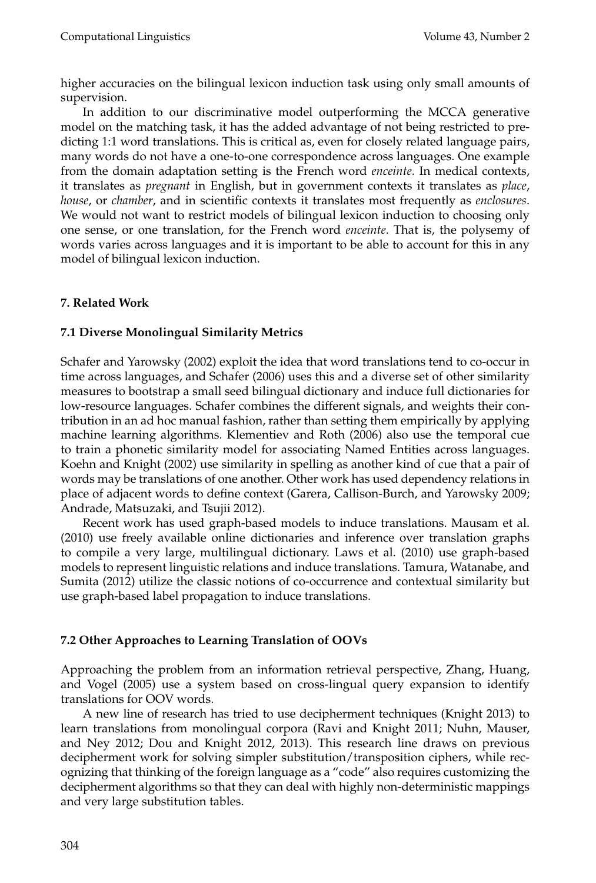higher accuracies on the bilingual lexicon induction task using only small amounts of supervision.

In addition to our discriminative model outperforming the MCCA generative model on the matching task, it has the added advantage of not being restricted to predicting 1:1 word translations. This is critical as, even for closely related language pairs, many words do not have a one-to-one correspondence across languages. One example from the domain adaptation setting is the French word *enceinte*. In medical contexts, it translates as *pregnant* in English, but in government contexts it translates as *place*, *house*, or *chamber*, and in scientific contexts it translates most frequently as *enclosures*. We would not want to restrict models of bilingual lexicon induction to choosing only one sense, or one translation, for the French word *enceinte*. That is, the polysemy of words varies across languages and it is important to be able to account for this in any model of bilingual lexicon induction.

## 7. Related Work

### 7.1 Diverse Monolingual Similarity Metrics

Schafer and Yarowsky (2002) exploit the idea that word translations tend to co-occur in time across languages, and Schafer (2006) uses this and a diverse set of other similarity measures to bootstrap a small seed bilingual dictionary and induce full dictionaries for low-resource languages. Schafer combines the different signals, and weights their contribution in an ad hoc manual fashion, rather than setting them empirically by applying machine learning algorithms. Klementiev and Roth (2006) also use the temporal cue to train a phonetic similarity model for associating Named Entities across languages. Koehn and Knight (2002) use similarity in spelling as another kind of cue that a pair of words may be translations of one another. Other work has used dependency relations in place of adjacent words to define context (Garera, Callison-Burch, and Yarowsky 2009; Andrade, Matsuzaki, and Tsujii 2012).

Recent work has used graph-based models to induce translations. Mausam et al. (2010) use freely available online dictionaries and inference over translation graphs to compile a very large, multilingual dictionary. Laws et al. (2010) use graph-based models to represent linguistic relations and induce translations. Tamura, Watanabe, and Sumita (2012) utilize the classic notions of co-occurrence and contextual similarity but use graph-based label propagation to induce translations.

### 7.2 Other Approaches to Learning Translation of OOVs

Approaching the problem from an information retrieval perspective, Zhang, Huang, and Vogel (2005) use a system based on cross-lingual query expansion to identify translations for OOV words.

A new line of research has tried to use decipherment techniques (Knight 2013) to learn translations from monolingual corpora (Ravi and Knight 2011; Nuhn, Mauser, and Ney 2012; Dou and Knight 2012, 2013). This research line draws on previous decipherment work for solving simpler substitution/transposition ciphers, while recognizing that thinking of the foreign language as a "code" also requires customizing the decipherment algorithms so that they can deal with highly non-deterministic mappings and very large substitution tables.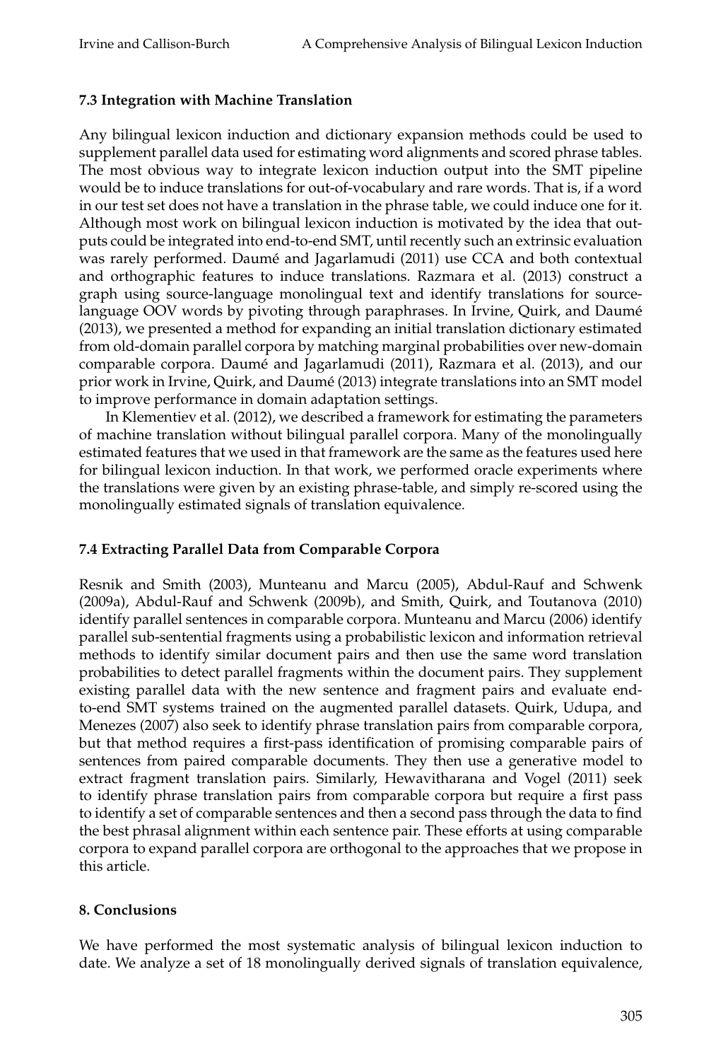### 7.3 Integration with Machine Translation

Any bilingual lexicon induction and dictionary expansion methods could be used to supplement parallel data used for estimating word alignments and scored phrase tables. The most obvious way to integrate lexicon induction output into the SMT pipeline would be to induce translations for out-of-vocabulary and rare words. That is, if a word in our test set does not have a translation in the phrase table, we could induce one for it. Although most work on bilingual lexicon induction is motivated by the idea that outputs could be integrated into end-to-end SMT, until recently such an extrinsic evaluation was rarely performed. Daumé and Jagarlamudi (2011) use CCA and both contextual and orthographic features to induce translations. Razmara et al. (2013) construct a graph using source-language monolingual text and identify translations for source-language OOV words by pivoting through paraphrases. In Irvine, Quirk, and Daumé (2013), we presented a method for expanding an initial translation dictionary estimated from old-domain parallel corpora by matching marginal probabilities over new-domain comparable corpora. Daumé and Jagarlamudi (2011), Razmara et al. (2013), and our prior work in Irvine, Quirk, and Daumé (2013) integrate translations into an SMT model to improve performance in domain adaptation settings.

In Klementiev et al. (2012), we described a framework for estimating the parameters of machine translation without bilingual parallel corpora. Many of the monolingually estimated features that we used in that framework are the same as the features used here for bilingual lexicon induction. In that work, we performed oracle experiments where the translations were given by an existing phrase-table, and simply re-scored using the monolingually estimated signals of translation equivalence.

### 7.4 Extracting Parallel Data from Comparable Corpora

Resnik and Smith (2003), Munteanu and Marcu (2005), Abdul-Rauf and Schwenk (2009a), Abdul-Rauf and Schwenk (2009b), and Smith, Quirk, and Toutanova (2010) identify parallel sentences in comparable corpora. Munteanu and Marcu (2006) identify parallel sub-sentential fragments using a probabilistic lexicon and information retrieval methods to identify similar document pairs and then use the same word translation probabilities to detect parallel fragments within the document pairs. They supplement existing parallel data with the new sentence and fragment pairs and evaluate end-to-end SMT systems trained on the augmented parallel datasets. Quirk, Udupa, and Menezes (2007) also seek to identify phrase translation pairs from comparable corpora, but that method requires a first-pass identification of promising comparable pairs of sentences from paired comparable documents. They then use a generative model to extract fragment translation pairs. Similarly, Hewavitharana and Vogel (2011) seek to identify phrase translation pairs from comparable corpora but require a first pass to identify a set of comparable sentences and then a second pass through the data to find the best phrasal alignment within each sentence pair. These efforts at using comparable corpora to expand parallel corpora are orthogonal to the approaches that we propose in this article.

## 8. Conclusions

We have performed the most systematic analysis of bilingual lexicon induction to date. We analyze a set of 18 monolingually derived signals of translation equivalence,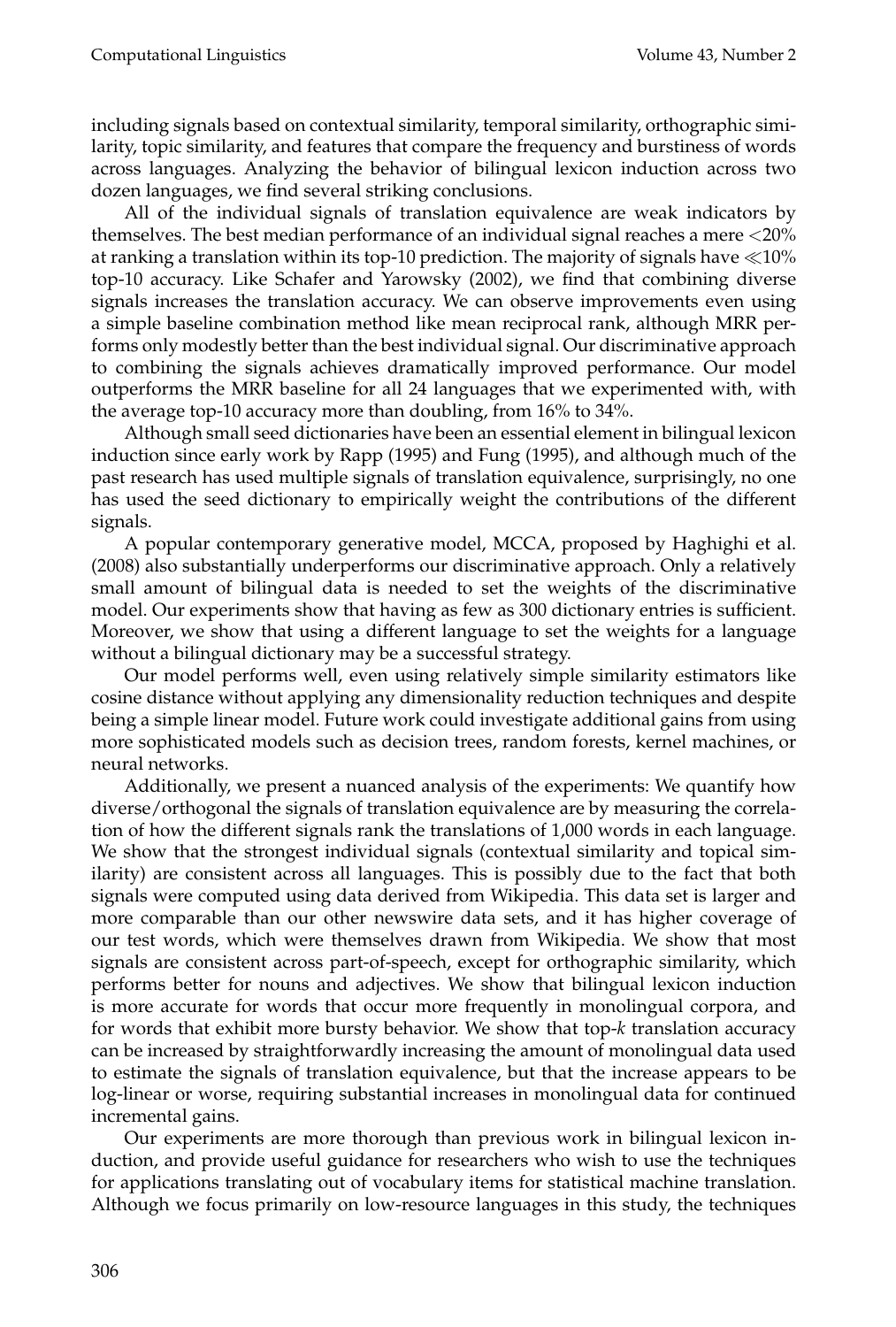including signals based on contextual similarity, temporal similarity, orthographic similarity, topic similarity, and features that compare the frequency and burstiness of words across languages. Analyzing the behavior of bilingual lexicon induction across two dozen languages, we find several striking conclusions.

All of the individual signals of translation equivalence are weak indicators by themselves. The best median performance of an individual signal reaches a mere $<$20% at ranking a translation within its top-10 prediction. The majority of signals have $\ll$10% top-10 accuracy. Like Schafer and Yarowsky (2002), we find that combining diverse signals increases the translation accuracy. We can observe improvements even using a simple baseline combination method like mean reciprocal rank, although MRR performs only modestly better than the best individual signal. Our discriminative approach to combining the signals achieves dramatically improved performance. Our model outperforms the MRR baseline for all 24 languages that we experimented with, with the average top-10 accuracy more than doubling, from 16% to 34%.

Although small seed dictionaries have been an essential element in bilingual lexicon induction since early work by Rapp (1995) and Fung (1995), and although much of the past research has used multiple signals of translation equivalence, surprisingly, no one has used the seed dictionary to empirically weight the contributions of the different signals.

A popular contemporary generative model, MCCA, proposed by Haghighi et al. (2008) also substantially underperforms our discriminative approach. Only a relatively small amount of bilingual data is needed to set the weights of the discriminative model. Our experiments show that having as few as 300 dictionary entries is sufficient. Moreover, we show that using a different language to set the weights for a language without a bilingual dictionary may be a successful strategy.

Our model performs well, even using relatively simple similarity estimators like cosine distance without applying any dimensionality reduction techniques and despite being a simple linear model. Future work could investigate additional gains from using more sophisticated models such as decision trees, random forests, kernel machines, or neural networks.

Additionally, we present a nuanced analysis of the experiments: We quantify how diverse/orthogonal the signals of translation equivalence are by measuring the correlation of how the different signals rank the translations of 1,000 words in each language. We show that the strongest individual signals (contextual similarity and topical similarity) are consistent across all languages. This is possibly due to the fact that both signals were computed using data derived from Wikipedia. This data set is larger and more comparable than our other newswire data sets, and it has higher coverage of our test words, which were themselves drawn from Wikipedia. We show that most signals are consistent across part-of-speech, except for orthographic similarity, which performs better for nouns and adjectives. We show that bilingual lexicon induction is more accurate for words that occur more frequently in monolingual corpora, and for words that exhibit more bursty behavior. We show that top-$k$ translation accuracy can be increased by straightforwardly increasing the amount of monolingual data used to estimate the signals of translation equivalence, but that the increase appears to be log-linear or worse, requiring substantial increases in monolingual data for continued incremental gains.

Our experiments are more thorough than previous work in bilingual lexicon induction, and provide useful guidance for researchers who wish to use the techniques for applications translating out of vocabulary items for statistical machine translation. Although we focus primarily on low-resource languages in this study, the techniques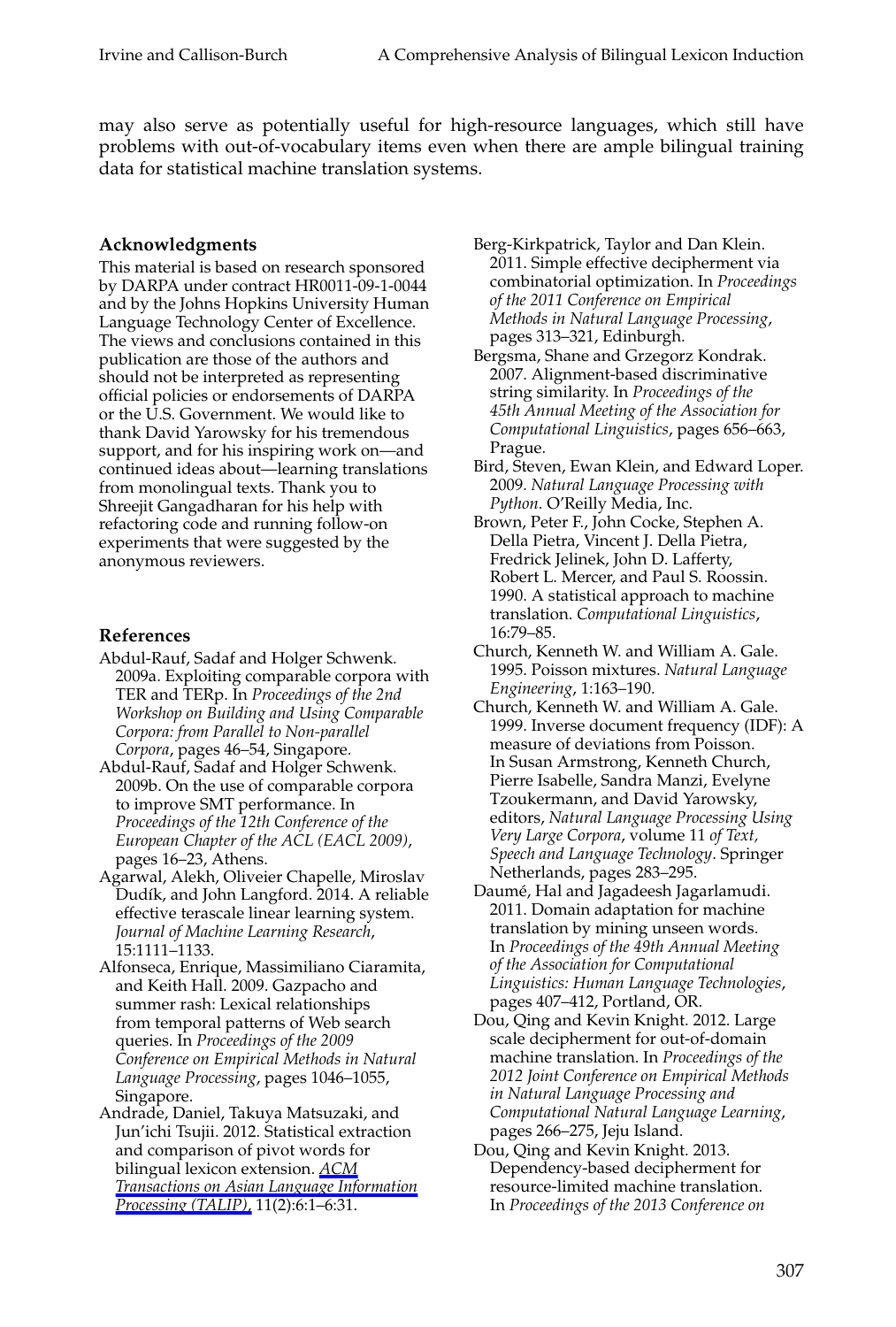may also serve as potentially useful for high-resource languages, which still have problems with out-of-vocabulary items even when there are ample bilingual training data for statistical machine translation systems.

## Acknowledgments

This material is based on research sponsored by DARPA under contract HR0011-09-1-0044 and by the Johns Hopkins University Human Language Technology Center of Excellence. The views and conclusions contained in this publication are those of the authors and should not be interpreted as representing official policies or endorsements of DARPA or the U.S. Government. We would like to thank David Yarowsky for his tremendous support, and for his inspiring work on—and continued ideas about—learning translations from monolingual texts. Thank you to Shreejit Gangadharan for his help with refactoring code and running follow-on experiments that were suggested by the anonymous reviewers.

## References

Abdul-Rauf, Sadaf and Holger Schwenk. 2009a. Exploiting comparable corpora with TER and TERp. In *Proceedings of the 2nd Workshop on Building and Using Comparable Corpora: from Parallel to Non-parallel Corpora*, pages 46–54, Singapore.

Abdul-Rauf, Sadaf and Holger Schwenk. 2009b. On the use of comparable corpora to improve SMT performance. In *Proceedings of the 12th Conference of the European Chapter of the ACL (EACL 2009)*, pages 16–23, Athens.

Agarwal, Alekh, Oliveier Chapelle, Miroslav Dudík, and John Langford. 2014. A reliable effective terascale linear learning system. *Journal of Machine Learning Research*, 15:1111–1133.

Alfonseca, Enrique, Massimiliano Ciaramita, and Keith Hall. 2009. Gazpacho and summer rash: Lexical relationships from temporal patterns of Web search queries. In *Proceedings of the 2009 Conference on Empirical Methods in Natural Language Processing*, pages 1046–1055, Singapore.

Andrade, Daniel, Takuya Matsuzaki, and Jun'ichi Tsujii. 2012. Statistical extraction and comparison of pivot words for bilingual lexicon extension. *ACM Transactions on Asian Language Information Processing (TALIP)*, 11(2):6:1–6:31.

Berg-Kirkpatrick, Taylor and Dan Klein. 2011. Simple effective decipherment via combinatorial optimization. In *Proceedings of the 2011 Conference on Empirical Methods in Natural Language Processing*, pages 313–321, Edinburgh.

Bergsma, Shane and Grzegorz Kondrak. 2007. Alignment-based discriminative string similarity. In *Proceedings of the 45th Annual Meeting of the Association for Computational Linguistics*, pages 656–663, Prague.

Bird, Steven, Ewan Klein, and Edward Loper. 2009. *Natural Language Processing with Python*. O'Reilly Media, Inc.

Brown, Peter F., John Cocke, Stephen A. Della Pietra, Vincent J. Della Pietra, Fredrick Jelinek, John D. Lafferty, Robert L. Mercer, and Paul S. Roossin. 1990. A statistical approach to machine translation. *Computational Linguistics*, 16:79–85.

Church, Kenneth W. and William A. Gale. 1995. Poisson mixtures. *Natural Language Engineering*, 1:163–190.

Church, Kenneth W. and William A. Gale. 1999. Inverse document frequency (IDF): A measure of deviations from Poisson. In Susan Armstrong, Kenneth Church, Pierre Isabelle, Sandra Manzi, Evelyne Tzoukermann, and David Yarowsky, editors, *Natural Language Processing Using Very Large Corpora*, volume 11 *of Text, Speech and Language Technology*. Springer Netherlands, pages 283–295.

Daumé, Hal and Jagadeesh Jagarlamudi. 2011. Domain adaptation for machine translation by mining unseen words. In *Proceedings of the 49th Annual Meeting of the Association for Computational Linguistics: Human Language Technologies*, pages 407–412, Portland, OR.

Dou, Qing and Kevin Knight. 2012. Large scale decipherment for out-of-domain machine translation. In *Proceedings of the 2012 Joint Conference on Empirical Methods in Natural Language Processing and Computational Natural Language Learning*, pages 266–275, Jeju Island.

Dou, Qing and Kevin Knight. 2013. Dependency-based decipherment for resource-limited machine translation. In *Proceedings of the 2013 Conference on*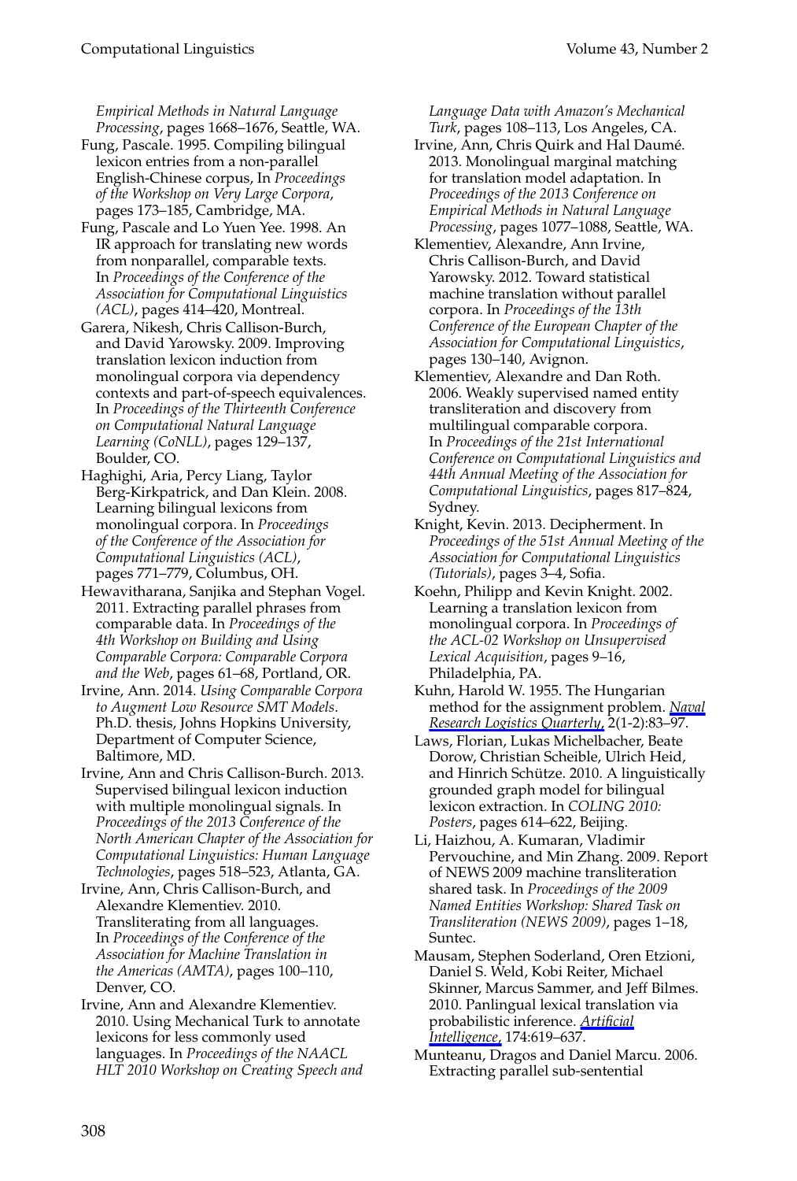*Empirical Methods in Natural Language Processing*, pages 1668–1676, Seattle, WA.

Fung, Pascale. 1995. Compiling bilingual lexicon entries from a non-parallel English-Chinese corpus, In *Proceedings of the Workshop on Very Large Corpora*, pages 173–185, Cambridge, MA.

Fung, Pascale and Lo Yuen Yee. 1998. An IR approach for translating new words from nonparallel, comparable texts. In *Proceedings of the Conference of the Association for Computational Linguistics (ACL)*, pages 414–420, Montreal.

Garera, Nikesh, Chris Callison-Burch, and David Yarowsky. 2009. Improving translation lexicon induction from monolingual corpora via dependency contexts and part-of-speech equivalences. In *Proceedings of the Thirteenth Conference on Computational Natural Language Learning (CoNLL)*, pages 129–137, Boulder, CO.

Haghighi, Aria, Percy Liang, Taylor Berg-Kirkpatrick, and Dan Klein. 2008. Learning bilingual lexicons from monolingual corpora. In *Proceedings of the Conference of the Association for Computational Linguistics (ACL)*, pages 771–779, Columbus, OH.

Hewavitharana, Sanjika and Stephan Vogel. 2011. Extracting parallel phrases from comparable data. In *Proceedings of the 4th Workshop on Building and Using Comparable Corpora: Comparable Corpora and the Web*, pages 61–68, Portland, OR.

Irvine, Ann. 2014. *Using Comparable Corpora to Augment Low Resource SMT Models*. Ph.D. thesis, Johns Hopkins University, Department of Computer Science, Baltimore, MD.

Irvine, Ann and Chris Callison-Burch. 2013. Supervised bilingual lexicon induction with multiple monolingual signals. In *Proceedings of the 2013 Conference of the North American Chapter of the Association for Computational Linguistics: Human Language Technologies*, pages 518–523, Atlanta, GA.

Irvine, Ann, Chris Callison-Burch, and Alexandre Klementiev. 2010. Transliterating from all languages. In *Proceedings of the Conference of the Association for Machine Translation in the Americas (AMTA)*, pages 100–110, Denver, CO.

Irvine, Ann and Alexandre Klementiev. 2010. Using Mechanical Turk to annotate lexicons for less commonly used languages. In *Proceedings of the NAACL HLT 2010 Workshop on Creating Speech and Language Data with Amazon's Mechanical Turk*, pages 108–113, Los Angeles, CA.

Irvine, Ann, Chris Quirk and Hal Daumé. 2013. Monolingual marginal matching for translation model adaptation. In *Proceedings of the 2013 Conference on Empirical Methods in Natural Language Processing*, pages 1077–1088, Seattle, WA.

Klementiev, Alexandre, Ann Irvine, Chris Callison-Burch, and David Yarowsky. 2012. Toward statistical machine translation without parallel corpora. In *Proceedings of the 13th Conference of the European Chapter of the Association for Computational Linguistics*, pages 130–140, Avignon.

Klementiev, Alexandre and Dan Roth. 2006. Weakly supervised named entity transliteration and discovery from multilingual comparable corpora. In *Proceedings of the 21st International Conference on Computational Linguistics and 44th Annual Meeting of the Association for Computational Linguistics*, pages 817–824, Sydney.

Knight, Kevin. 2013. Decipherment. In *Proceedings of the 51st Annual Meeting of the Association for Computational Linguistics (Tutorials)*, pages 3–4, Sofia.

Koehn, Philipp and Kevin Knight. 2002. Learning a translation lexicon from monolingual corpora. In *Proceedings of the ACL-02 Workshop on Unsupervised Lexical Acquisition*, pages 9–16, Philadelphia, PA.

Kuhn, Harold W. 1955. The Hungarian method for the assignment problem. *Naval Research Logistics Quarterly*, 2(1-2):83–97.

Laws, Florian, Lukas Michelbacher, Beate Dorow, Christian Scheible, Ulrich Heid, and Hinrich Schütze. 2010. A linguistically grounded graph model for bilingual lexicon extraction. In *COLING 2010: Posters*, pages 614–622, Beijing.

Li, Haizhou, A. Kumaran, Vladimir Pervouchine, and Min Zhang. 2009. Report of NEWS 2009 machine transliteration shared task. In *Proceedings of the 2009 Named Entities Workshop: Shared Task on Transliteration (NEWS 2009)*, pages 1–18, Suntec.

Mausam, Stephen Soderland, Oren Etzioni, Daniel S. Weld, Kobi Reiter, Michael Skinner, Marcus Sammer, and Jeff Bilmes. 2010. Panlingual lexical translation via probabilistic inference. *Artificial Intelligence*, 174:619–637.

Munteanu, Dragos and Daniel Marcu. 2006. Extracting parallel sub-sentential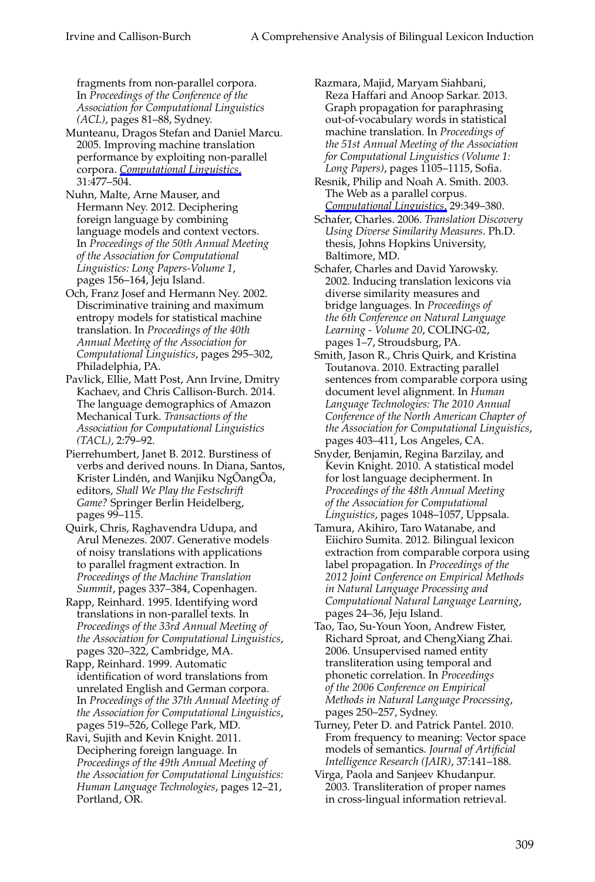fragments from non-parallel corpora. In *Proceedings of the Conference of the Association for Computational Linguistics (ACL)*, pages 81–88, Sydney.

Munteanu, Dragos Stefan and Daniel Marcu. 2005. Improving machine translation performance by exploiting non-parallel corpora. *Computational Linguistics*, 31:477–504.

Nuhn, Malte, Arne Mauser, and Hermann Ney. 2012. Deciphering foreign language by combining language models and context vectors. In *Proceedings of the 50th Annual Meeting of the Association for Computational Linguistics: Long Papers-Volume 1*, pages 156–164, Jeju Island.

Och, Franz Josef and Hermann Ney. 2002. Discriminative training and maximum entropy models for statistical machine translation. In *Proceedings of the 40th Annual Meeting of the Association for Computational Linguistics*, pages 295–302, Philadelphia, PA.

Pavlick, Ellie, Matt Post, Ann Irvine, Dmitry Kachaev, and Chris Callison-Burch. 2014. The language demographics of Amazon Mechanical Turk. *Transactions of the Association for Computational Linguistics (TACL)*, 2:79–92.

Pierrehumbert, Janet B. 2012. Burstiness of verbs and derived nouns. In Diana, Santos, Krister Lindén, and Wanjiku NgÕangÕa, editors, *Shall We Play the Festschrift Game?* Springer Berlin Heidelberg, pages 99–115.

Quirk, Chris, Raghavendra Udupa, and Arul Menezes. 2007. Generative models of noisy translations with applications to parallel fragment extraction. In *Proceedings of the Machine Translation Summit*, pages 337–384, Copenhagen.

Rapp, Reinhard. 1995. Identifying word translations in non-parallel texts. In *Proceedings of the 33rd Annual Meeting of the Association for Computational Linguistics*, pages 320–322, Cambridge, MA.

Rapp, Reinhard. 1999. Automatic identification of word translations from unrelated English and German corpora. In *Proceedings of the 37th Annual Meeting of the Association for Computational Linguistics*, pages 519–526, College Park, MD.

Ravi, Sujith and Kevin Knight. 2011. Deciphering foreign language. In *Proceedings of the 49th Annual Meeting of the Association for Computational Linguistics: Human Language Technologies*, pages 12–21, Portland, OR.

Razmara, Majid, Maryam Siahbani, Reza Haffari and Anoop Sarkar. 2013. Graph propagation for paraphrasing out-of-vocabulary words in statistical machine translation. In *Proceedings of the 51st Annual Meeting of the Association for Computational Linguistics (Volume 1: Long Papers)*, pages 1105–1115, Sofia.

Resnik, Philip and Noah A. Smith. 2003. The Web as a parallel corpus. *Computational Linguistics*, 29:349–380.

Schafer, Charles. 2006. *Translation Discovery Using Diverse Similarity Measures*. Ph.D. thesis, Johns Hopkins University, Baltimore, MD.

Schafer, Charles and David Yarowsky. 2002. Inducing translation lexicons via diverse similarity measures and bridge languages. In *Proceedings of the 6th Conference on Natural Language Learning - Volume 20*, COLING-02, pages 1–7, Stroudsburg, PA.

Smith, Jason R., Chris Quirk, and Kristina Toutanova. 2010. Extracting parallel sentences from comparable corpora using document level alignment. In *Human Language Technologies: The 2010 Annual Conference of the North American Chapter of the Association for Computational Linguistics*, pages 403–411, Los Angeles, CA.

Snyder, Benjamin, Regina Barzilay, and Kevin Knight. 2010. A statistical model for lost language decipherment. In *Proceedings of the 48th Annual Meeting of the Association for Computational Linguistics*, pages 1048–1057, Uppsala.

Tamura, Akihiro, Taro Watanabe, and Eiichiro Sumita. 2012. Bilingual lexicon extraction from comparable corpora using label propagation. In *Proceedings of the 2012 Joint Conference on Empirical Methods in Natural Language Processing and Computational Natural Language Learning*, pages 24–36, Jeju Island.

Tao, Tao, Su-Youn Yoon, Andrew Fister, Richard Sproat, and ChengXiang Zhai. 2006. Unsupervised named entity transliteration using temporal and phonetic correlation. In *Proceedings of the 2006 Conference on Empirical Methods in Natural Language Processing*, pages 250–257, Sydney.

Turney, Peter D. and Patrick Pantel. 2010. From frequency to meaning: Vector space models of semantics. *Journal of Artificial Intelligence Research (JAIR)*, 37:141–188.

Virga, Paola and Sanjeev Khudanpur. 2003. Transliteration of proper names in cross-lingual information retrieval.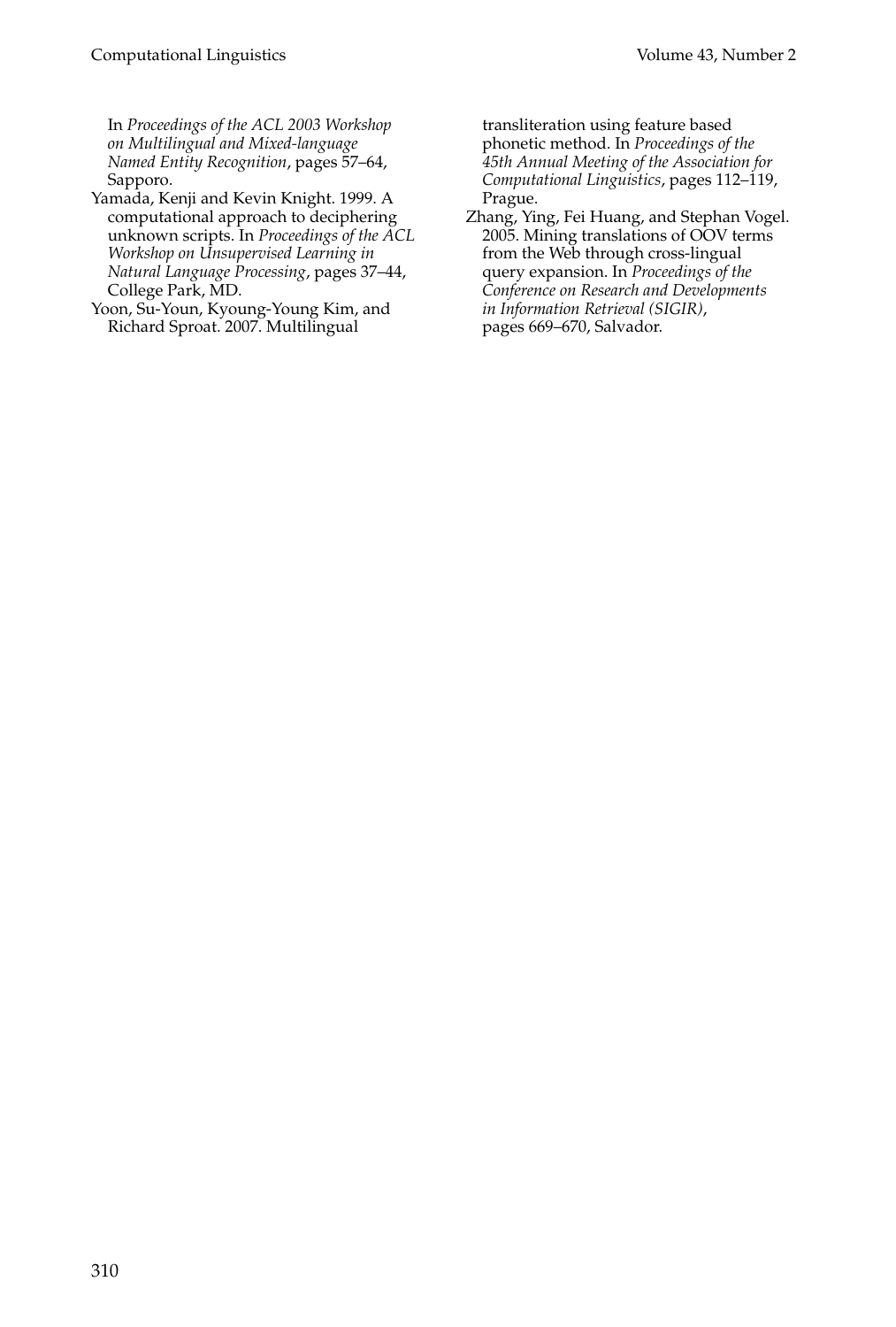In *Proceedings of the ACL 2003 Workshop on Multilingual and Mixed-language Named Entity Recognition*, pages 57–64, Sapporo.

Yamada, Kenji and Kevin Knight. 1999. A computational approach to deciphering unknown scripts. In *Proceedings of the ACL Workshop on Unsupervised Learning in Natural Language Processing*, pages 37–44, College Park, MD.

Yoon, Su-Youn, Kyoung-Young Kim, and Richard Sproat. 2007. Multilingual transliteration using feature based phonetic method. In *Proceedings of the 45th Annual Meeting of the Association for Computational Linguistics*, pages 112–119, Prague.

Zhang, Ying, Fei Huang, and Stephan Vogel. 2005. Mining translations of OOV terms from the Web through cross-lingual query expansion. In *Proceedings of the Conference on Research and Developments in Information Retrieval (SIGIR)*, pages 669–670, Salvador.